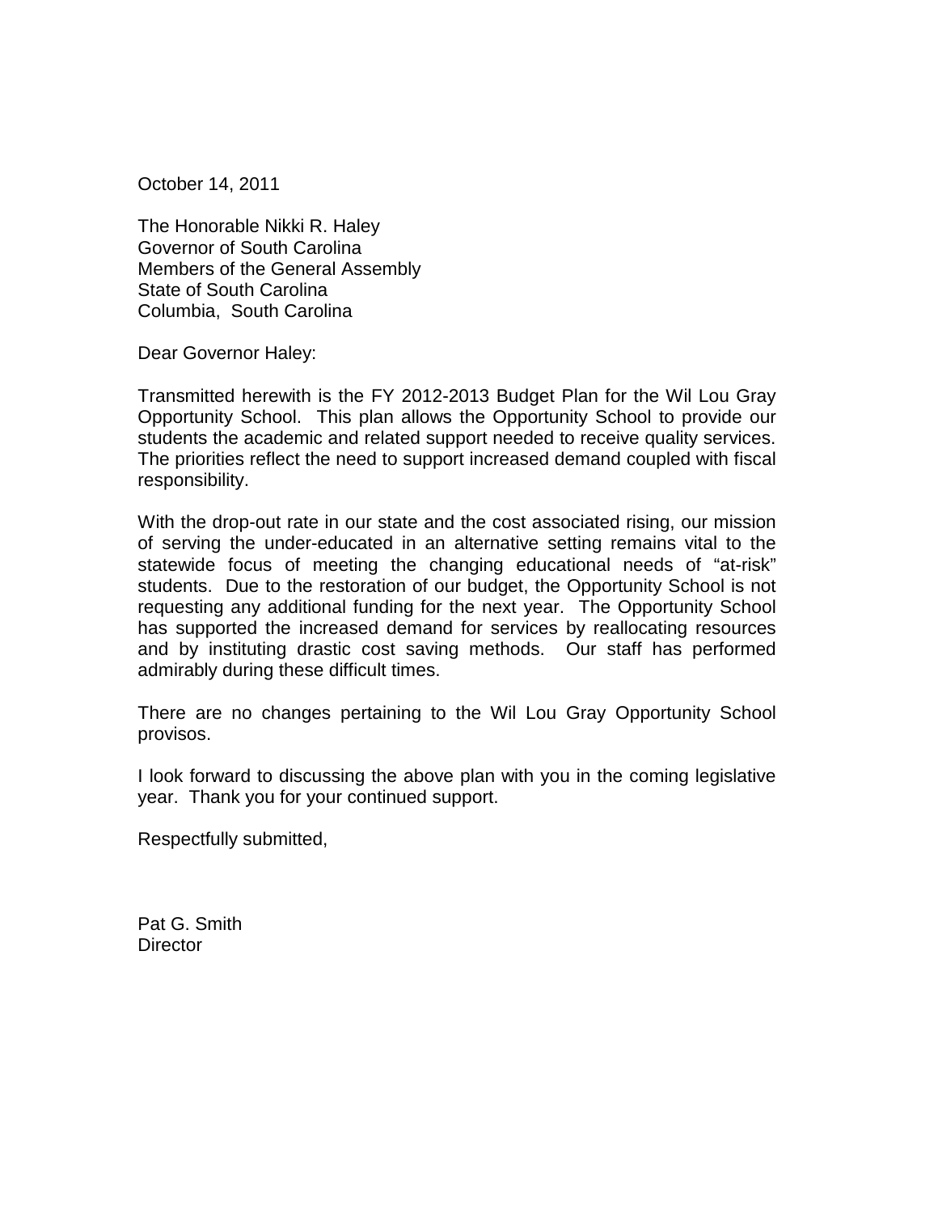October 14, 2011

The Honorable Nikki R. Haley  
Governor of South Carolina  
Members of the General Assembly  
State of South Carolina  
Columbia, South Carolina

Dear Governor Haley:

Transmitted herewith is the FY 2012-2013 Budget Plan for the Wil Lou Gray Opportunity School. This plan allows the Opportunity School to provide our students the academic and related support needed to receive quality services. The priorities reflect the need to support increased demand coupled with fiscal responsibility.

With the drop-out rate in our state and the cost associated rising, our mission of serving the under-educated in an alternative setting remains vital to the statewide focus of meeting the changing educational needs of "at-risk" students. Due to the restoration of our budget, the Opportunity School is not requesting any additional funding for the next year. The Opportunity School has supported the increased demand for services by reallocating resources and by instituting drastic cost saving methods. Our staff has performed admirably during these difficult times.

There are no changes pertaining to the Wil Lou Gray Opportunity School provisos.

I look forward to discussing the above plan with you in the coming legislative year. Thank you for your continued support.

Respectfully submitted,

Pat G. Smith  
Director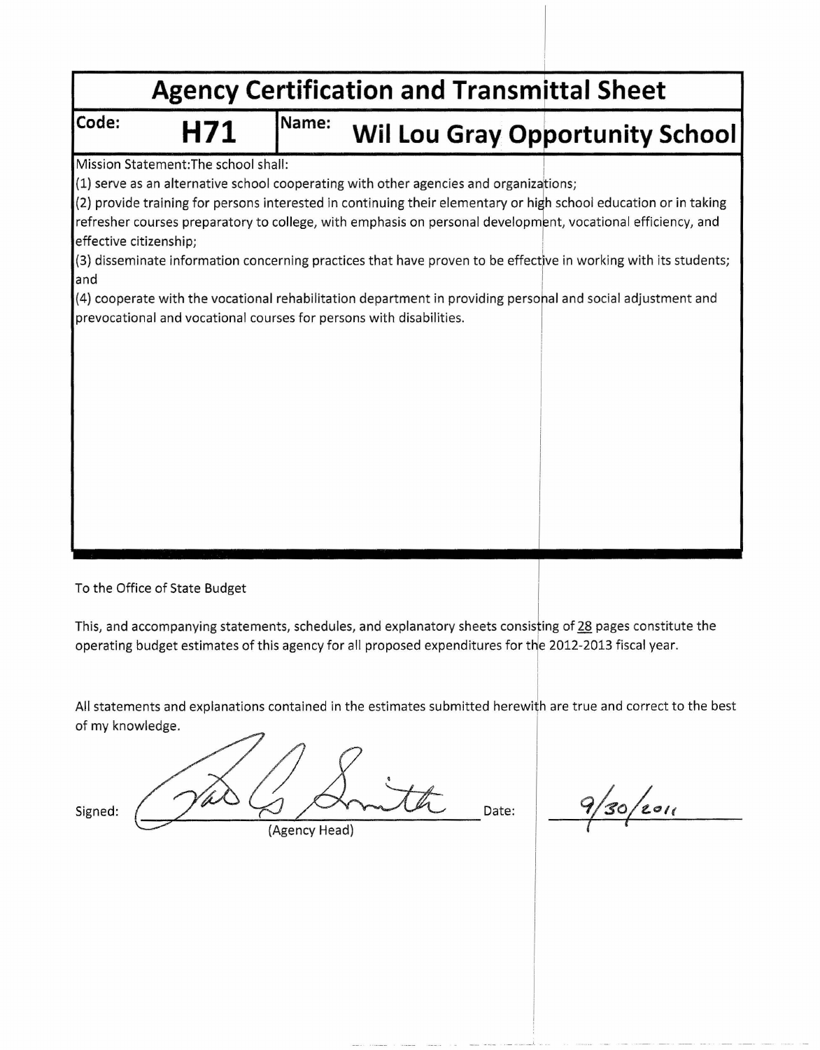# Agency Certification and Transmittal Sheet

| Code: H71 | Name: Wil Lou Gray Opportunity School |
|---|---|

Mission Statement:The school shall:

(1) serve as an alternative school cooperating with other agencies and organizations;

(2) provide training for persons interested in continuing their elementary or high school education or in taking refresher courses preparatory to college, with emphasis on personal development, vocational efficiency, and effective citizenship;

(3) disseminate information concerning practices that have proven to be effective in working with its students; and

(4) cooperate with the vocational rehabilitation department in providing personal and social adjustment and prevocational and vocational courses for persons with disabilities.

To the Office of State Budget

This, and accompanying statements, schedules, and explanatory sheets consisting of 28 pages constitute the operating budget estimates of this agency for all proposed expenditures for the 2012-2013 fiscal year.

All statements and explanations contained in the estimates submitted herewith are true and correct to the best of my knowledge.

Signed: _______________ (Agency Head) Date: 9/30/2011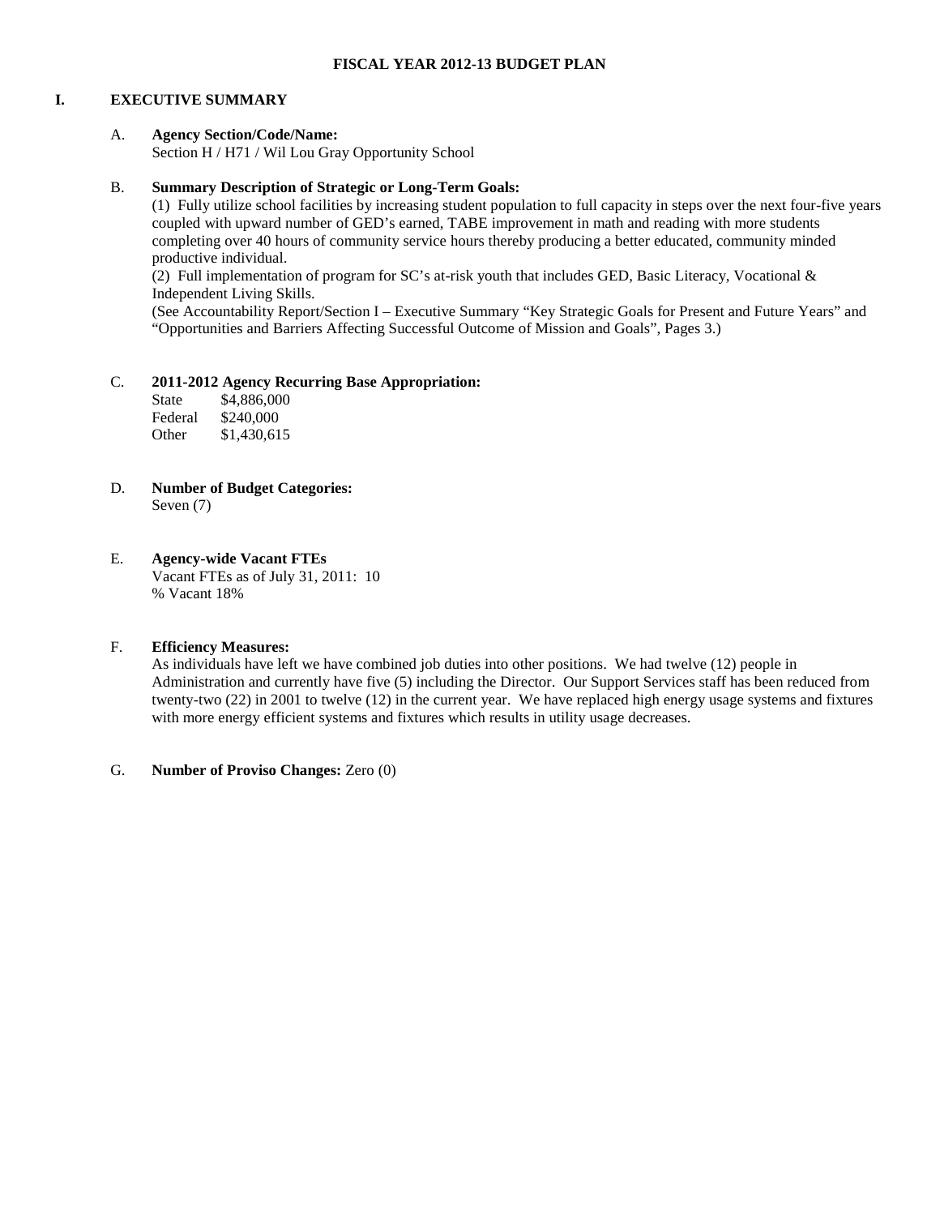# FISCAL YEAR 2012-13 BUDGET PLAN

## I. EXECUTIVE SUMMARY

**A. Agency Section/Code/Name:**
Section H / H71 / Wil Lou Gray Opportunity School

**B. Summary Description of Strategic or Long-Term Goals:**
(1) Fully utilize school facilities by increasing student population to full capacity in steps over the next four-five years coupled with upward number of GED's earned, TABE improvement in math and reading with more students completing over 40 hours of community service hours thereby producing a better educated, community minded productive individual.
(2) Full implementation of program for SC's at-risk youth that includes GED, Basic Literacy, Vocational & Independent Living Skills.
(See Accountability Report/Section I – Executive Summary "Key Strategic Goals for Present and Future Years" and "Opportunities and Barriers Affecting Successful Outcome of Mission and Goals", Pages 3.)

**C. 2011-2012 Agency Recurring Base Appropriation:**

| | |
|---|---|
| State | $4,886,000 |
| Federal | $240,000 |
| Other | $1,430,615 |

**D. Number of Budget Categories:**
Seven (7)

**E. Agency-wide Vacant FTEs**
Vacant FTEs as of July 31, 2011: 10
% Vacant 18%

**F. Efficiency Measures:**
As individuals have left we have combined job duties into other positions. We had twelve (12) people in Administration and currently have five (5) including the Director. Our Support Services staff has been reduced from twenty-two (22) in 2001 to twelve (12) in the current year. We have replaced high energy usage systems and fixtures with more energy efficient systems and fixtures which results in utility usage decreases.

**G. Number of Proviso Changes:** Zero (0)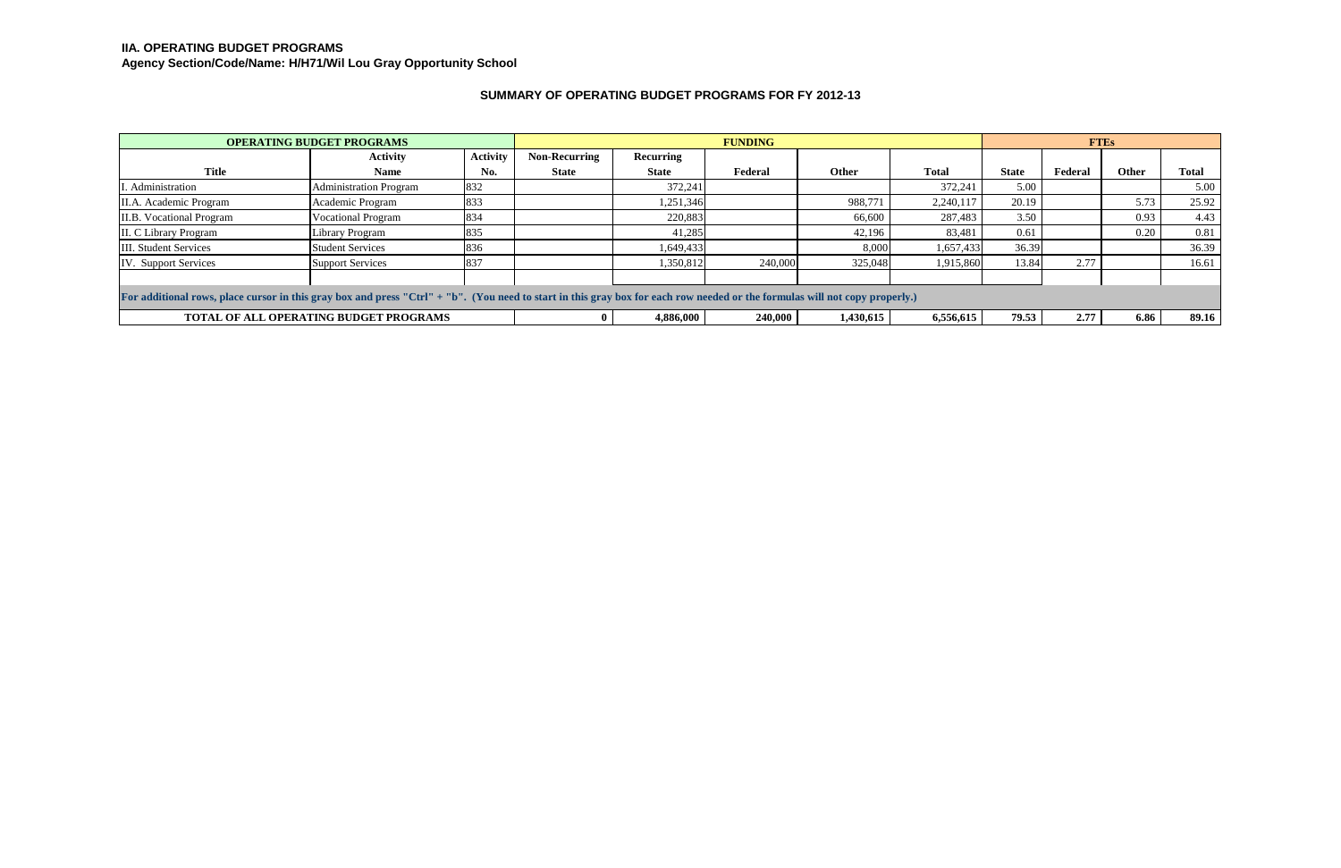**IIA. OPERATING BUDGET PROGRAMS**
**Agency Section/Code/Name: H/H71/Wil Lou Gray Opportunity School**

### SUMMARY OF OPERATING BUDGET PROGRAMS FOR FY 2012-13

| OPERATING BUDGET PROGRAMS | | | FUNDING | | | | | FTEs | | | |
|---|---|---|---|---|---|---|---|---|---|---|---|
| Title | Activity Name | Activity No. | Non-Recurring State | Recurring State | Federal | Other | Total | State | Federal | Other | Total |
| I. Administration | Administration Program | 832 | | 372,241 | | | 372,241 | 5.00 | | | 5.00 |
| II.A. Academic Program | Academic Program | 833 | | 1,251,346 | | 988,771 | 2,240,117 | 20.19 | | 5.73 | 25.92 |
| II.B. Vocational Program | Vocational Program | 834 | | 220,883 | | 66,600 | 287,483 | 3.50 | | 0.93 | 4.43 |
| II. C Library Program | Library Program | 835 | | 41,285 | | 42,196 | 83,481 | 0.61 | | 0.20 | 0.81 |
| III. Student Services | Student Services | 836 | | 1,649,433 | | 8,000 | 1,657,433 | 36.39 | | | 36.39 |
| IV. Support Services | Support Services | 837 | | 1,350,812 | 240,000 | 325,048 | 1,915,860 | 13.84 | 2.77 | | 16.61 |
| | | | | | | | | | | | |
| For additional rows, place cursor in this gray box and press "Ctrl" + "b". (You need to start in this gray box for each row needed or the formulas will not copy properly.) | | | | | | | | | | | |
| **TOTAL OF ALL OPERATING BUDGET PROGRAMS** | | | **0** | **4,886,000** | **240,000** | **1,430,615** | **6,556,615** | **79.53** | **2.77** | **6.86** | **89.16** |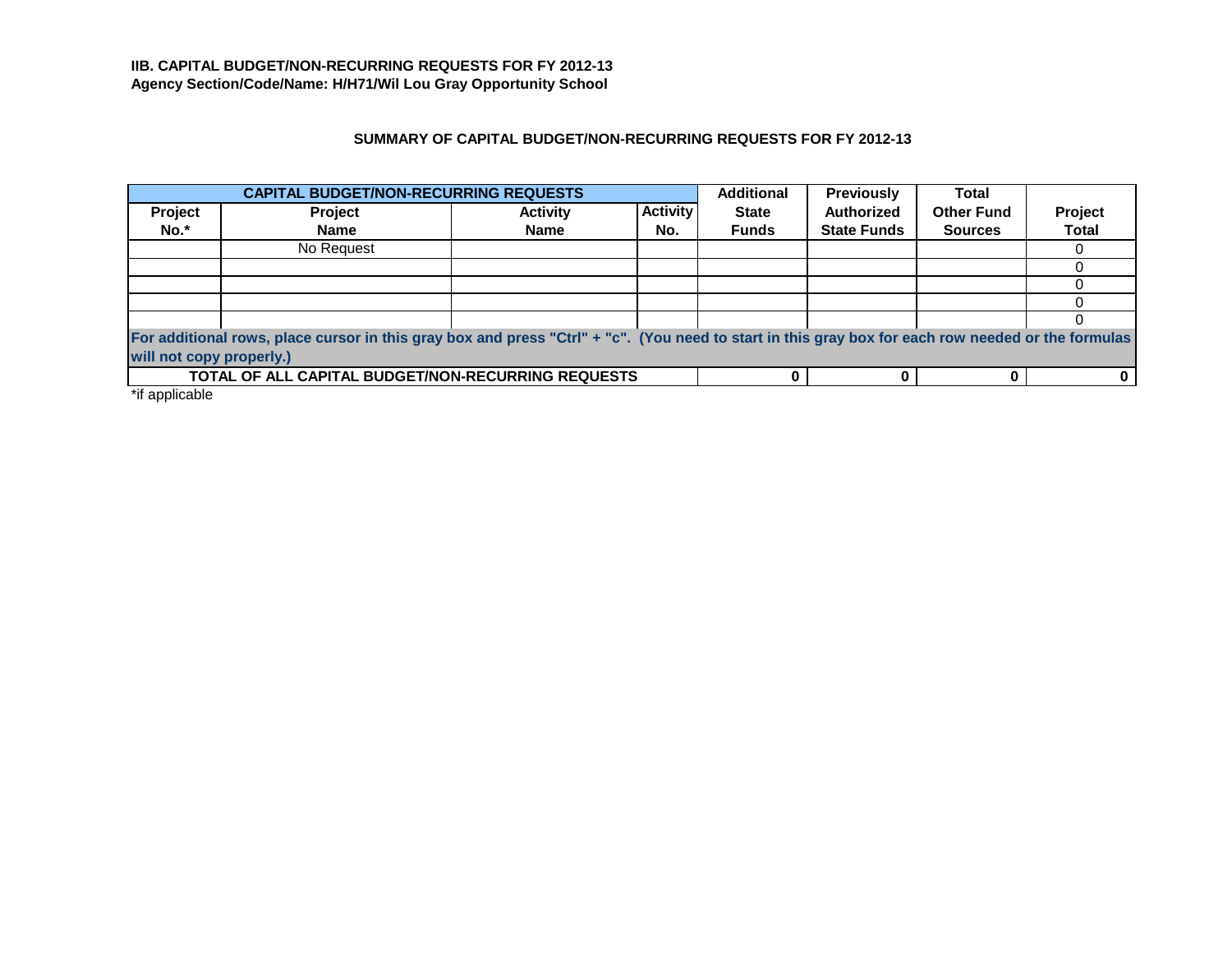**IIB. CAPITAL BUDGET/NON-RECURRING REQUESTS FOR FY 2012-13**
**Agency Section/Code/Name: H/H71/Wil Lou Gray Opportunity School**

**SUMMARY OF CAPITAL BUDGET/NON-RECURRING REQUESTS FOR FY 2012-13**

| CAPITAL BUDGET/NON-RECURRING REQUESTS | | | | Additional State Funds | Previously Authorized State Funds | Total Other Fund Sources | Project Total |
|---|---|---|---|---|---|---|---|
| Project No.* | Project Name | Activity Name | Activity No. | | | | |
| | No Request | | | | | | 0 |
| | | | | | | | 0 |
| | | | | | | | 0 |
| | | | | | | | 0 |
| | | | | | | | 0 |
| For additional rows, place cursor in this gray box and press "Ctrl" + "c". (You need to start in this gray box for each row needed or the formulas will not copy properly.) | | | | | | | |
| **TOTAL OF ALL CAPITAL BUDGET/NON-RECURRING REQUESTS** | | | | **0** | **0** | **0** | **0** |

*if applicable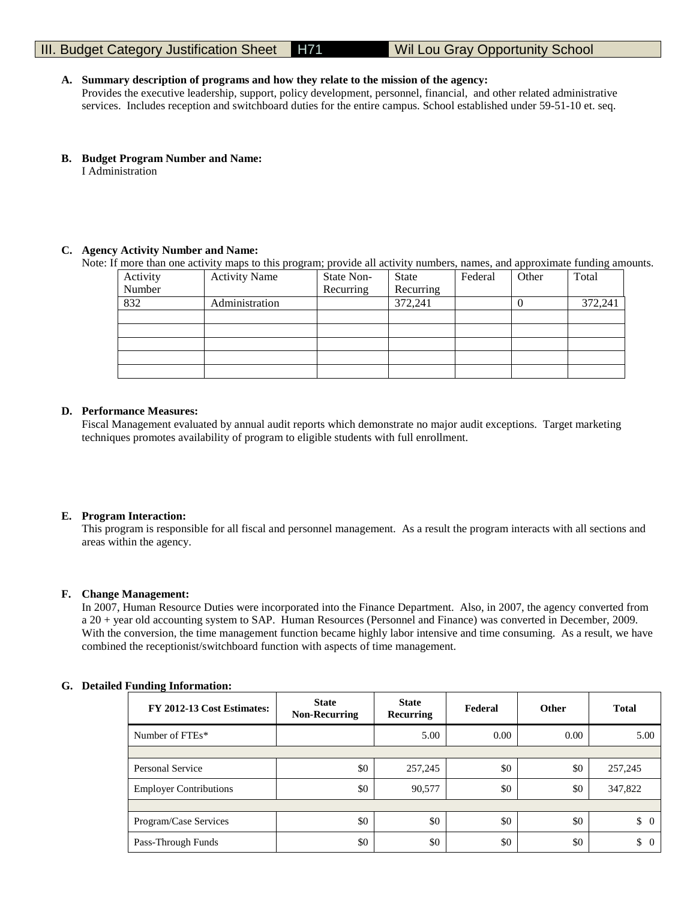# III. Budget Category Justification Sheet H71 Wil Lou Gray Opportunity School

**A. Summary description of programs and how they relate to the mission of the agency:**

Provides the executive leadership, support, policy development, personnel, financial, and other related administrative services. Includes reception and switchboard duties for the entire campus. School established under 59-51-10 et. seq.

**B. Budget Program Number and Name:**

I Administration

**C. Agency Activity Number and Name:**

Note: If more than one activity maps to this program; provide all activity numbers, names, and approximate funding amounts.

| Activity Number | Activity Name | State Non-Recurring | State Recurring | Federal | Other | Total |
|---|---|---|---|---|---|---|
| 832 | Administration | | 372,241 | | 0 | 372,241 |
| | | | | | | |
| | | | | | | |
| | | | | | | |
| | | | | | | |
| | | | | | | |

**D. Performance Measures:**

Fiscal Management evaluated by annual audit reports which demonstrate no major audit exceptions. Target marketing techniques promotes availability of program to eligible students with full enrollment.

**E. Program Interaction:**

This program is responsible for all fiscal and personnel management. As a result the program interacts with all sections and areas within the agency.

**F. Change Management:**

In 2007, Human Resource Duties were incorporated into the Finance Department. Also, in 2007, the agency converted from a 20 + year old accounting system to SAP. Human Resources (Personnel and Finance) was converted in December, 2009. With the conversion, the time management function became highly labor intensive and time consuming. As a result, we have combined the receptionist/switchboard function with aspects of time management.

**G. Detailed Funding Information:**

| FY 2012-13 Cost Estimates: | State Non-Recurring | State Recurring | Federal | Other | Total |
|---|---|---|---|---|---|
| Number of FTEs* | | 5.00 | 0.00 | 0.00 | 5.00 |
| | | | | | |
| Personal Service | $0 | 257,245 | $0 | $0 | 257,245 |
| Employer Contributions | $0 | 90,577 | $0 | $0 | 347,822 |
| | | | | | |
| Program/Case Services | $0 | $0 | $0 | $0 | $ 0 |
| Pass-Through Funds | $0 | $0 | $0 | $0 | $ 0 |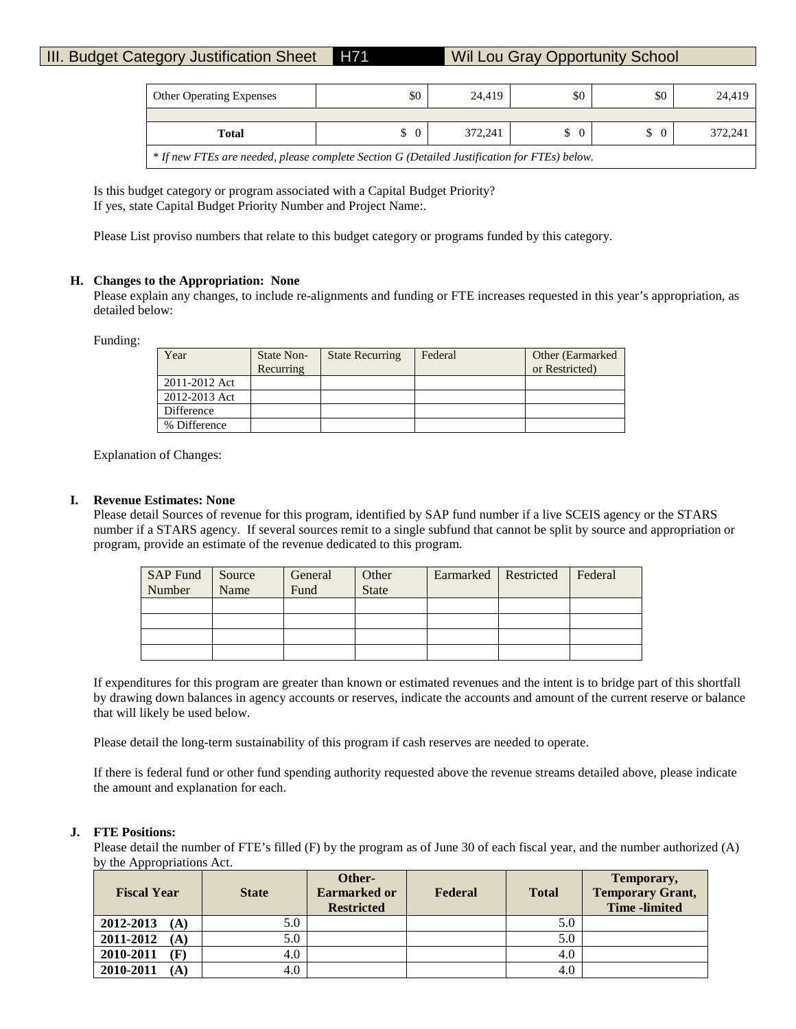## III. Budget Category Justification Sheet H71 Wil Lou Gray Opportunity School

| | | | | | |
|---|---|---|---|---|---|
| Other Operating Expenses | $0 | 24,419 | $0 | $0 | 24,419 |
| | | | | | |
| **Total** | $ 0 | 372,241 | $ 0 | $ 0 | 372,241 |

*\* If new FTEs are needed, please complete Section G (Detailed Justification for FTEs) below.*

Is this budget category or program associated with a Capital Budget Priority?
If yes, state Capital Budget Priority Number and Project Name:.

Please List proviso numbers that relate to this budget category or programs funded by this category.

**H. Changes to the Appropriation: None**

Please explain any changes, to include re-alignments and funding or FTE increases requested in this year's appropriation, as detailed below:

Funding:

| Year | State Non-Recurring | State Recurring | Federal | Other (Earmarked or Restricted) |
|---|---|---|---|---|
| 2011-2012 Act | | | | |
| 2012-2013 Act | | | | |
| Difference | | | | |
| % Difference | | | | |

Explanation of Changes:

**I. Revenue Estimates: None**

Please detail Sources of revenue for this program, identified by SAP fund number if a live SCEIS agency or the STARS number if a STARS agency. If several sources remit to a single subfund that cannot be split by source and appropriation or program, provide an estimate of the revenue dedicated to this program.

| SAP Fund Number | Source Name | General Fund | Other State | Earmarked | Restricted | Federal |
|---|---|---|---|---|---|---|
| | | | | | | |
| | | | | | | |
| | | | | | | |
| | | | | | | |

If expenditures for this program are greater than known or estimated revenues and the intent is to bridge part of this shortfall by drawing down balances in agency accounts or reserves, indicate the accounts and amount of the current reserve or balance that will likely be used below.

Please detail the long-term sustainability of this program if cash reserves are needed to operate.

If there is federal fund or other fund spending authority requested above the revenue streams detailed above, please indicate the amount and explanation for each.

**J. FTE Positions:**

Please detail the number of FTE's filled (F) by the program as of June 30 of each fiscal year, and the number authorized (A) by the Appropriations Act.

| Fiscal Year | State | Other-Earmarked or Restricted | Federal | Total | Temporary, Temporary Grant, Time -limited |
|---|---|---|---|---|---|
| **2012-2013 (A)** | 5.0 | | | 5.0 | |
| **2011-2012 (A)** | 5.0 | | | 5.0 | |
| **2010-2011 (F)** | 4.0 | | | 4.0 | |
| **2010-2011 (A)** | 4.0 | | | 4.0 | |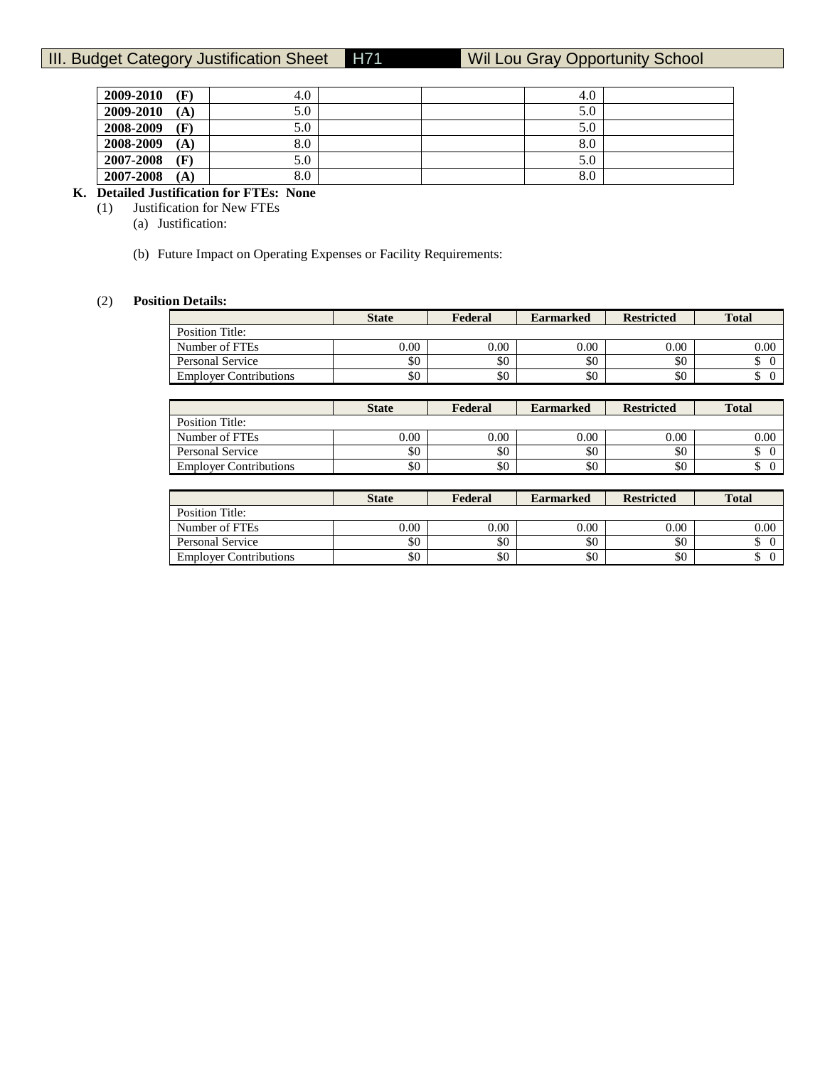| | | | | | |
|---|---|---|---|---|---|
| **2009-2010 (F)** | 4.0 | | | 4.0 | |
| **2009-2010 (A)** | 5.0 | | | 5.0 | |
| **2008-2009 (F)** | 5.0 | | | 5.0 | |
| **2008-2009 (A)** | 8.0 | | | 8.0 | |
| **2007-2008 (F)** | 5.0 | | | 5.0 | |
| **2007-2008 (A)** | 8.0 | | | 8.0 | |

**K. Detailed Justification for FTEs: None**

(1) Justification for New FTEs

(a) Justification:

(b) Future Impact on Operating Expenses or Facility Requirements:

(2) **Position Details:**

| | State | Federal | Earmarked | Restricted | Total |
|---|---|---|---|---|---|
| Position Title: | | | | | |
| Number of FTEs | 0.00 | 0.00 | 0.00 | 0.00 | 0.00 |
| Personal Service | $0 | $0 | $0 | $0 | $ 0 |
| Employer Contributions | $0 | $0 | $0 | $0 | $ 0 |

| | State | Federal | Earmarked | Restricted | Total |
|---|---|---|---|---|---|
| Position Title: | | | | | |
| Number of FTEs | 0.00 | 0.00 | 0.00 | 0.00 | 0.00 |
| Personal Service | $0 | $0 | $0 | $0 | $ 0 |
| Employer Contributions | $0 | $0 | $0 | $0 | $ 0 |

| | State | Federal | Earmarked | Restricted | Total |
|---|---|---|---|---|---|
| Position Title: | | | | | |
| Number of FTEs | 0.00 | 0.00 | 0.00 | 0.00 | 0.00 |
| Personal Service | $0 | $0 | $0 | $0 | $ 0 |
| Employer Contributions | $0 | $0 | $0 | $0 | $ 0 |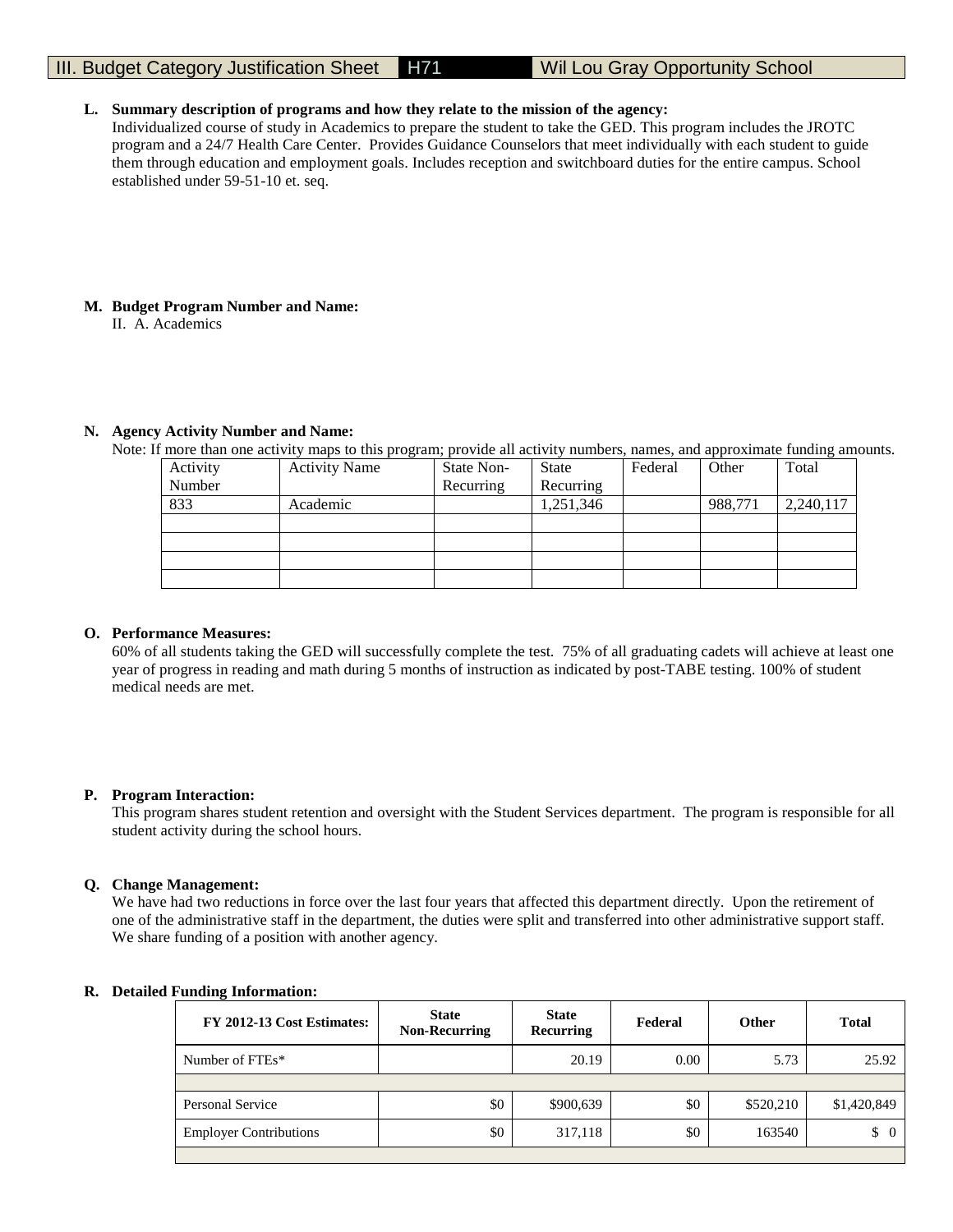# III. Budget Category Justification Sheet H71 Wil Lou Gray Opportunity School

**L. Summary description of programs and how they relate to the mission of the agency:**

Individualized course of study in Academics to prepare the student to take the GED. This program includes the JROTC program and a 24/7 Health Care Center. Provides Guidance Counselors that meet individually with each student to guide them through education and employment goals. Includes reception and switchboard duties for the entire campus. School established under 59-51-10 et. seq.

**M. Budget Program Number and Name:**

II. A. Academics

**N. Agency Activity Number and Name:**

Note: If more than one activity maps to this program; provide all activity numbers, names, and approximate funding amounts.

| Activity Number | Activity Name | State Non-Recurring | State Recurring | Federal | Other | Total |
|---|---|---|---|---|---|---|
| 833 | Academic | | 1,251,346 | | 988,771 | 2,240,117 |
| | | | | | | |
| | | | | | | |
| | | | | | | |
| | | | | | | |

**O. Performance Measures:**

60% of all students taking the GED will successfully complete the test. 75% of all graduating cadets will achieve at least one year of progress in reading and math during 5 months of instruction as indicated by post-TABE testing. 100% of student medical needs are met.

**P. Program Interaction:**

This program shares student retention and oversight with the Student Services department. The program is responsible for all student activity during the school hours.

**Q. Change Management:**

We have had two reductions in force over the last four years that affected this department directly. Upon the retirement of one of the administrative staff in the department, the duties were split and transferred into other administrative support staff. We share funding of a position with another agency.

**R. Detailed Funding Information:**

| FY 2012-13 Cost Estimates: | State Non-Recurring | State Recurring | Federal | Other | Total |
|---|---|---|---|---|---|
| Number of FTEs* | | 20.19 | 0.00 | 5.73 | 25.92 |
| | | | | | |
| Personal Service | $0 | $900,639 | $0 | $520,210 | $1,420,849 |
| Employer Contributions | $0 | 317,118 | $0 | 163540 | $ 0 |
| | | | | | |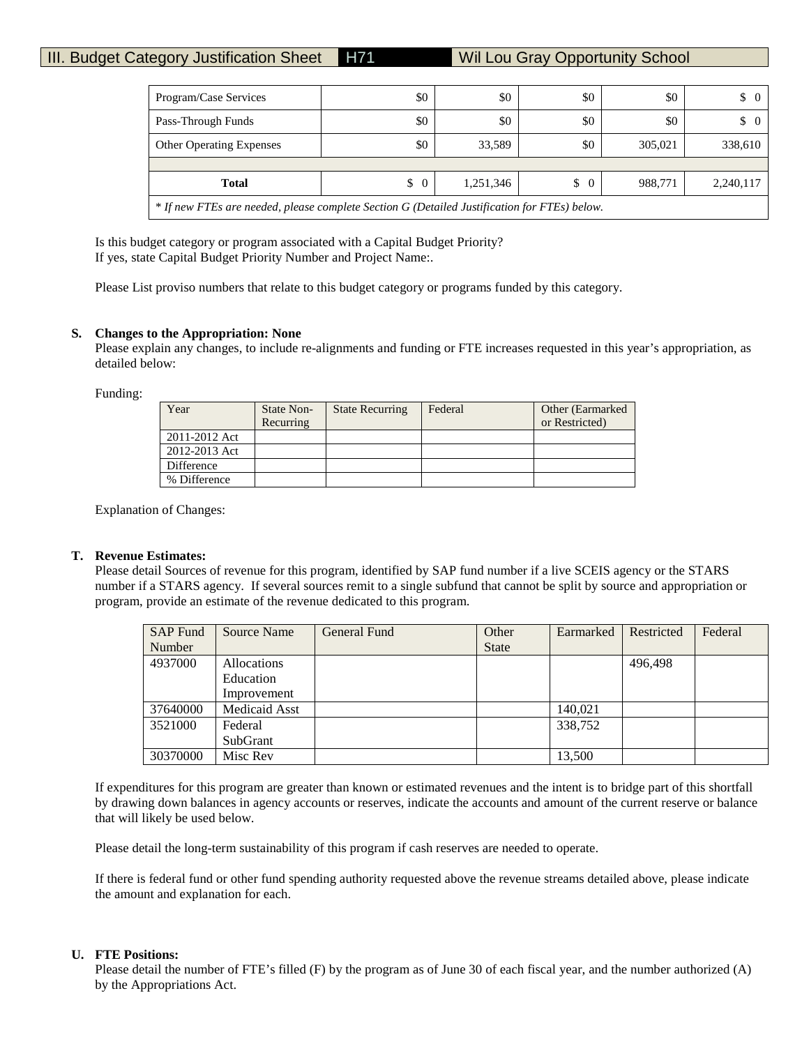# III. Budget Category Justification Sheet H71 Wil Lou Gray Opportunity School

| | | | | | |
|---|---|---|---|---|---|
| Program/Case Services | $0 | $0 | $0 | $0 | $ 0 |
| Pass-Through Funds | $0 | $0 | $0 | $0 | $ 0 |
| Other Operating Expenses | $0 | 33,589 | $0 | 305,021 | 338,610 |
| | | | | | |
| **Total** | $ 0 | 1,251,346 | $ 0 | 988,771 | 2,240,117 |
| *\* If new FTEs are needed, please complete Section G (Detailed Justification for FTEs) below.* | | | | | |

Is this budget category or program associated with a Capital Budget Priority?
If yes, state Capital Budget Priority Number and Project Name:.

Please List proviso numbers that relate to this budget category or programs funded by this category.

**S. Changes to the Appropriation: None**

Please explain any changes, to include re-alignments and funding or FTE increases requested in this year's appropriation, as detailed below:

Funding:

| Year | State Non-Recurring | State Recurring | Federal | Other (Earmarked or Restricted) |
|---|---|---|---|---|
| 2011-2012 Act | | | | |
| 2012-2013 Act | | | | |
| Difference | | | | |
| % Difference | | | | |

Explanation of Changes:

**T. Revenue Estimates:**

Please detail Sources of revenue for this program, identified by SAP fund number if a live SCEIS agency or the STARS number if a STARS agency. If several sources remit to a single subfund that cannot be split by source and appropriation or program, provide an estimate of the revenue dedicated to this program.

| SAP Fund Number | Source Name | General Fund | Other State | Earmarked | Restricted | Federal |
|---|---|---|---|---|---|---|
| 4937000 | Allocations Education Improvement | | | | 496,498 | |
| 37640000 | Medicaid Asst | | | 140,021 | | |
| 3521000 | Federal SubGrant | | | 338,752 | | |
| 30370000 | Misc Rev | | | 13,500 | | |

If expenditures for this program are greater than known or estimated revenues and the intent is to bridge part of this shortfall by drawing down balances in agency accounts or reserves, indicate the accounts and amount of the current reserve or balance that will likely be used below.

Please detail the long-term sustainability of this program if cash reserves are needed to operate.

If there is federal fund or other fund spending authority requested above the revenue streams detailed above, please indicate the amount and explanation for each.

**U. FTE Positions:**

Please detail the number of FTE's filled (F) by the program as of June 30 of each fiscal year, and the number authorized (A) by the Appropriations Act.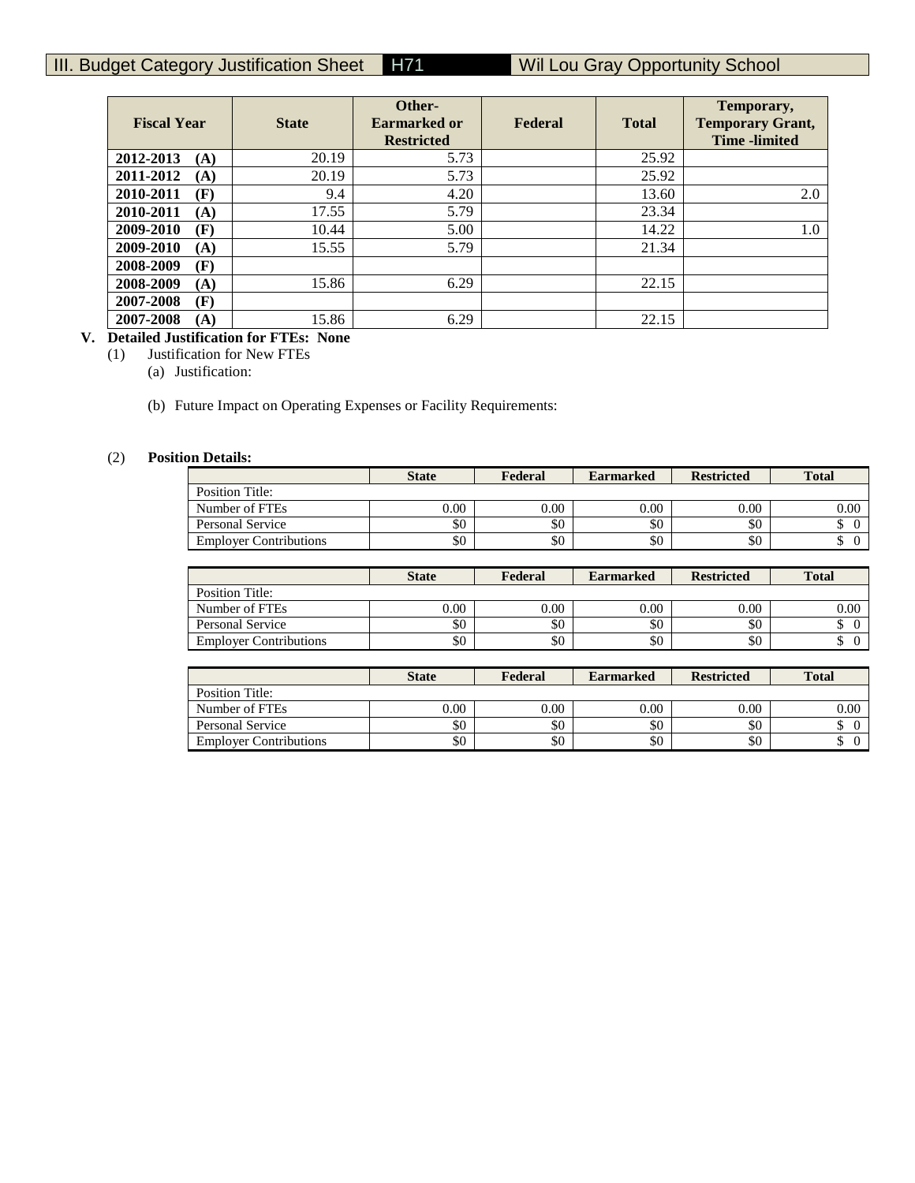III. Budget Category Justification Sheet H71 Wil Lou Gray Opportunity School

| Fiscal Year | State | Other-Earmarked or Restricted | Federal | Total | Temporary, Temporary Grant, Time -limited |
|---|---|---|---|---|---|
| 2012-2013 (A) | 20.19 | 5.73 | | 25.92 | |
| 2011-2012 (A) | 20.19 | 5.73 | | 25.92 | |
| 2010-2011 (F) | 9.4 | 4.20 | | 13.60 | 2.0 |
| 2010-2011 (A) | 17.55 | 5.79 | | 23.34 | |
| 2009-2010 (F) | 10.44 | 5.00 | | 14.22 | 1.0 |
| 2009-2010 (A) | 15.55 | 5.79 | | 21.34 | |
| 2008-2009 (F) | | | | | |
| 2008-2009 (A) | 15.86 | 6.29 | | 22.15 | |
| 2007-2008 (F) | | | | | |
| 2007-2008 (A) | 15.86 | 6.29 | | 22.15 | |

**V. Detailed Justification for FTEs: None**

(1) Justification for New FTEs

(a) Justification:

(b) Future Impact on Operating Expenses or Facility Requirements:

(2) **Position Details:**

| | State | Federal | Earmarked | Restricted | Total |
|---|---|---|---|---|---|
| Position Title: | | | | | |
| Number of FTEs | 0.00 | 0.00 | 0.00 | 0.00 | 0.00 |
| Personal Service | $0 | $0 | $0 | $0 | $ 0 |
| Employer Contributions | $0 | $0 | $0 | $0 | $ 0 |

| | State | Federal | Earmarked | Restricted | Total |
|---|---|---|---|---|---|
| Position Title: | | | | | |
| Number of FTEs | 0.00 | 0.00 | 0.00 | 0.00 | 0.00 |
| Personal Service | $0 | $0 | $0 | $0 | $ 0 |
| Employer Contributions | $0 | $0 | $0 | $0 | $ 0 |

| | State | Federal | Earmarked | Restricted | Total |
|---|---|---|---|---|---|
| Position Title: | | | | | |
| Number of FTEs | 0.00 | 0.00 | 0.00 | 0.00 | 0.00 |
| Personal Service | $0 | $0 | $0 | $0 | $ 0 |
| Employer Contributions | $0 | $0 | $0 | $0 | $ 0 |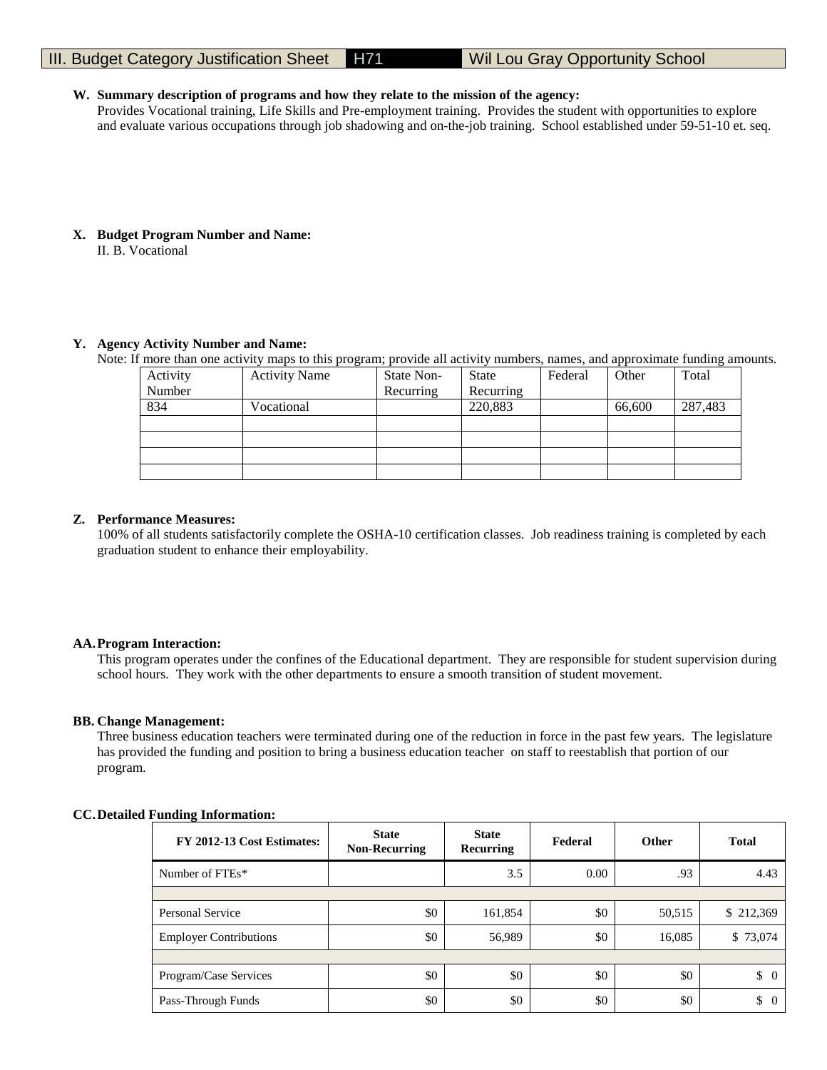III. Budget Category Justification Sheet H71 Wil Lou Gray Opportunity School

**W. Summary description of programs and how they relate to the mission of the agency:**

Provides Vocational training, Life Skills and Pre-employment training. Provides the student with opportunities to explore and evaluate various occupations through job shadowing and on-the-job training. School established under 59-51-10 et. seq.

**X. Budget Program Number and Name:**

II. B. Vocational

**Y. Agency Activity Number and Name:**

Note: If more than one activity maps to this program; provide all activity numbers, names, and approximate funding amounts.

| Activity Number | Activity Name | State Non-Recurring | State Recurring | Federal | Other | Total |
|---|---|---|---|---|---|---|
| 834 | Vocational | | 220,883 | | 66,600 | 287,483 |
| | | | | | | |
| | | | | | | |
| | | | | | | |
| | | | | | | |

**Z. Performance Measures:**

100% of all students satisfactorily complete the OSHA-10 certification classes. Job readiness training is completed by each graduation student to enhance their employability.

**AA. Program Interaction:**

This program operates under the confines of the Educational department. They are responsible for student supervision during school hours. They work with the other departments to ensure a smooth transition of student movement.

**BB. Change Management:**

Three business education teachers were terminated during one of the reduction in force in the past few years. The legislature has provided the funding and position to bring a business education teacher on staff to reestablish that portion of our program.

**CC. Detailed Funding Information:**

| FY 2012-13 Cost Estimates: | State Non-Recurring | State Recurring | Federal | Other | Total |
|---|---|---|---|---|---|
| Number of FTEs* | | 3.5 | 0.00 | .93 | 4.43 |
| | | | | | |
| Personal Service | $0 | 161,854 | $0 | 50,515 | $ 212,369 |
| Employer Contributions | $0 | 56,989 | $0 | 16,085 | $ 73,074 |
| | | | | | |
| Program/Case Services | $0 | $0 | $0 | $0 | $ 0 |
| Pass-Through Funds | $0 | $0 | $0 | $0 | $ 0 |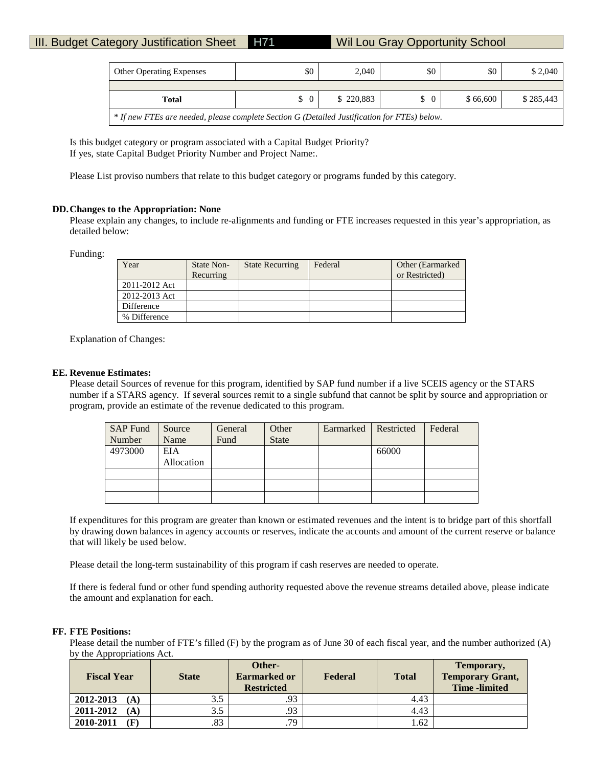III. Budget Category Justification Sheet | H71 | Wil Lou Gray Opportunity School

| Other Operating Expenses | $0 | 2,040 | $0 | $0 | $ 2,040 |
|---|---|---|---|---|---|
| | | | | | |
| **Total** | $ 0 | $ 220,883 | $ 0 | $ 66,600 | $ 285,443 |
| *\* If new FTEs are needed, please complete Section G (Detailed Justification for FTEs) below.* | | | | | |

Is this budget category or program associated with a Capital Budget Priority?
If yes, state Capital Budget Priority Number and Project Name:.

Please List proviso numbers that relate to this budget category or programs funded by this category.

**DD. Changes to the Appropriation: None**

Please explain any changes, to include re-alignments and funding or FTE increases requested in this year's appropriation, as detailed below:

Funding:

| Year | State Non-Recurring | State Recurring | Federal | Other (Earmarked or Restricted) |
|---|---|---|---|---|
| 2011-2012 Act | | | | |
| 2012-2013 Act | | | | |
| Difference | | | | |
| % Difference | | | | |

Explanation of Changes:

**EE. Revenue Estimates:**

Please detail Sources of revenue for this program, identified by SAP fund number if a live SCEIS agency or the STARS number if a STARS agency. If several sources remit to a single subfund that cannot be split by source and appropriation or program, provide an estimate of the revenue dedicated to this program.

| SAP Fund Number | Source Name | General Fund | Other State | Earmarked | Restricted | Federal |
|---|---|---|---|---|---|---|
| 4973000 | EIA Allocation | | | | 66000 | |
| | | | | | | |
| | | | | | | |
| | | | | | | |

If expenditures for this program are greater than known or estimated revenues and the intent is to bridge part of this shortfall by drawing down balances in agency accounts or reserves, indicate the accounts and amount of the current reserve or balance that will likely be used below.

Please detail the long-term sustainability of this program if cash reserves are needed to operate.

If there is federal fund or other fund spending authority requested above the revenue streams detailed above, please indicate the amount and explanation for each.

**FF. FTE Positions:**

Please detail the number of FTE's filled (F) by the program as of June 30 of each fiscal year, and the number authorized (A) by the Appropriations Act.

| Fiscal Year | State | Other-Earmarked or Restricted | Federal | Total | Temporary, Temporary Grant, Time -limited |
|---|---|---|---|---|---|
| **2012-2013 (A)** | 3.5 | .93 | | 4.43 | |
| **2011-2012 (A)** | 3.5 | .93 | | 4.43 | |
| **2010-2011 (F)** | .83 | .79 | | 1.62 | |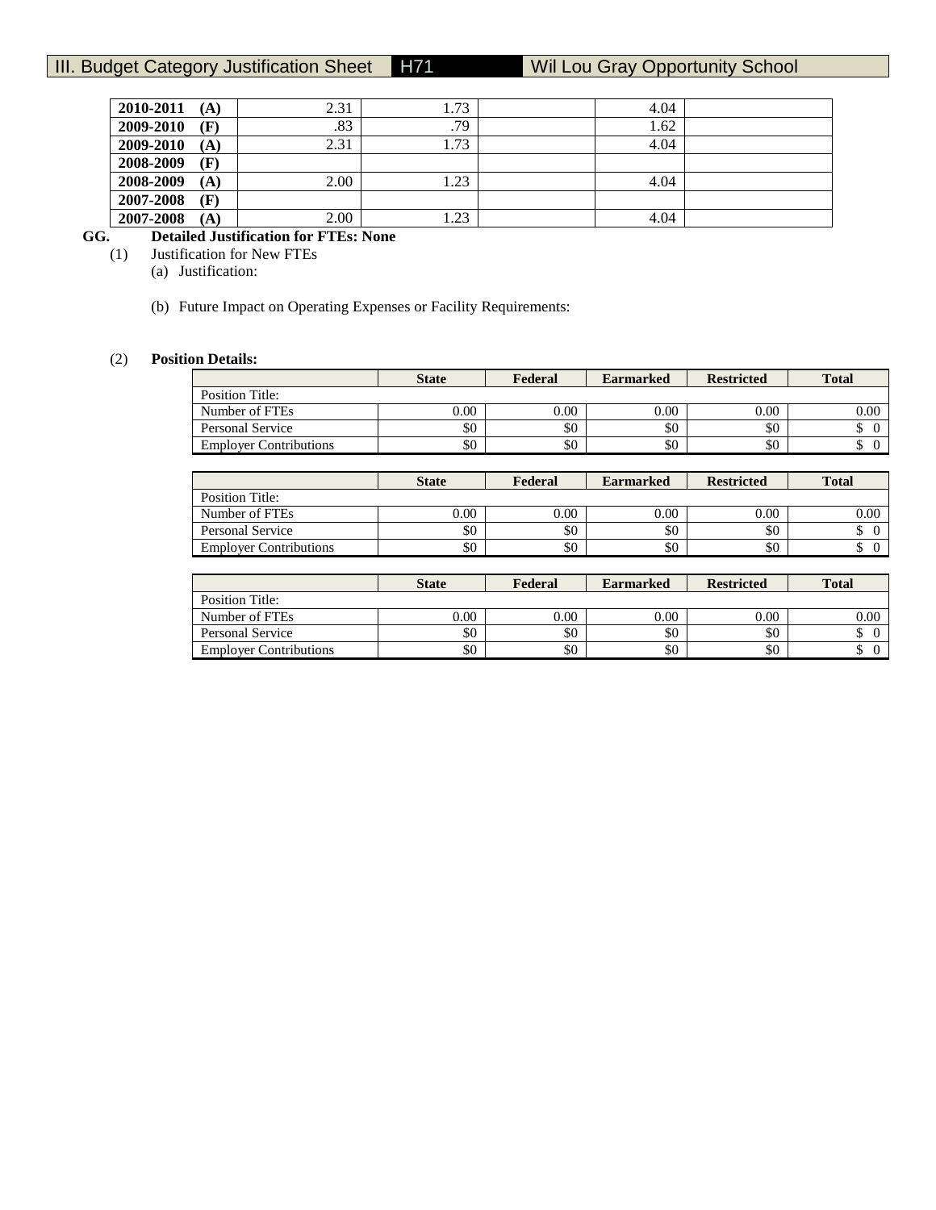| | | | | | |
|---|---|---|---|---|---|
| **2010-2011 (A)** | 2.31 | 1.73 | | 4.04 | |
| **2009-2010 (F)** | .83 | .79 | | 1.62 | |
| **2009-2010 (A)** | 2.31 | 1.73 | | 4.04 | |
| **2008-2009 (F)** | | | | | |
| **2008-2009 (A)** | 2.00 | 1.23 | | 4.04 | |
| **2007-2008 (F)** | | | | | |
| **2007-2008 (A)** | 2.00 | 1.23 | | 4.04 | |

**GG. Detailed Justification for FTEs: None**

(1) Justification for New FTEs

(a) Justification:

(b) Future Impact on Operating Expenses or Facility Requirements:

(2) **Position Details:**

| | State | Federal | Earmarked | Restricted | Total |
|---|---|---|---|---|---|
| Position Title: | | | | | |
| Number of FTEs | 0.00 | 0.00 | 0.00 | 0.00 | 0.00 |
| Personal Service | $0 | $0 | $0 | $0 | $ 0 |
| Employer Contributions | $0 | $0 | $0 | $0 | $ 0 |

| | State | Federal | Earmarked | Restricted | Total |
|---|---|---|---|---|---|
| Position Title: | | | | | |
| Number of FTEs | 0.00 | 0.00 | 0.00 | 0.00 | 0.00 |
| Personal Service | $0 | $0 | $0 | $0 | $ 0 |
| Employer Contributions | $0 | $0 | $0 | $0 | $ 0 |

| | State | Federal | Earmarked | Restricted | Total |
|---|---|---|---|---|---|
| Position Title: | | | | | |
| Number of FTEs | 0.00 | 0.00 | 0.00 | 0.00 | 0.00 |
| Personal Service | $0 | $0 | $0 | $0 | $ 0 |
| Employer Contributions | $0 | $0 | $0 | $0 | $ 0 |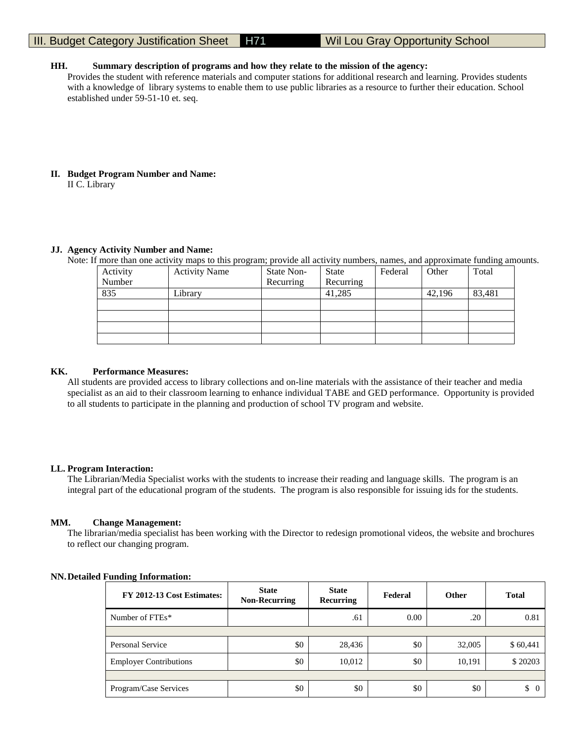# III. Budget Category Justification Sheet H71 Wil Lou Gray Opportunity School

**HH. Summary description of programs and how they relate to the mission of the agency:**

Provides the student with reference materials and computer stations for additional research and learning. Provides students with a knowledge of library systems to enable them to use public libraries as a resource to further their education. School established under 59-51-10 et. seq.

**II. Budget Program Number and Name:**

II C. Library

**JJ. Agency Activity Number and Name:**

Note: If more than one activity maps to this program; provide all activity numbers, names, and approximate funding amounts.

| Activity Number | Activity Name | State Non-Recurring | State Recurring | Federal | Other | Total |
|---|---|---|---|---|---|---|
| 835 | Library | | 41,285 | | 42,196 | 83,481 |
| | | | | | | |
| | | | | | | |
| | | | | | | |
| | | | | | | |

**KK. Performance Measures:**

All students are provided access to library collections and on-line materials with the assistance of their teacher and media specialist as an aid to their classroom learning to enhance individual TABE and GED performance. Opportunity is provided to all students to participate in the planning and production of school TV program and website.

**LL. Program Interaction:**

The Librarian/Media Specialist works with the students to increase their reading and language skills. The program is an integral part of the educational program of the students. The program is also responsible for issuing ids for the students.

**MM. Change Management:**

The librarian/media specialist has been working with the Director to redesign promotional videos, the website and brochures to reflect our changing program.

**NN. Detailed Funding Information:**

| FY 2012-13 Cost Estimates: | State Non-Recurring | State Recurring | Federal | Other | Total |
|---|---|---|---|---|---|
| Number of FTEs* | | .61 | 0.00 | .20 | 0.81 |
| | | | | | |
| Personal Service | $0 | 28,436 | $0 | 32,005 | $ 60,441 |
| Employer Contributions | $0 | 10,012 | $0 | 10,191 | $ 20203 |
| | | | | | |
| Program/Case Services | $0 | $0 | $0 | $0 | $ 0 |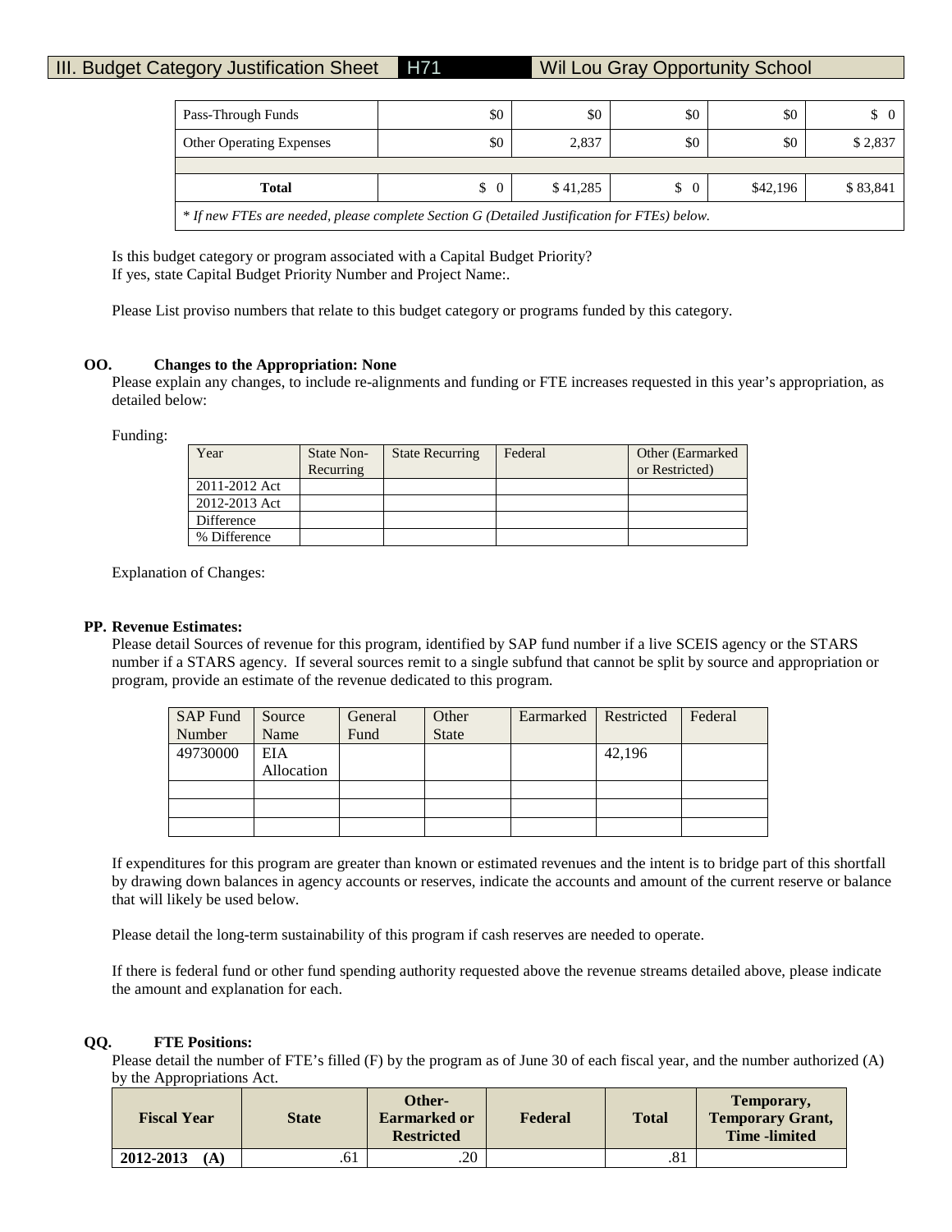## III. Budget Category Justification Sheet H71 Wil Lou Gray Opportunity School

| | | | | | |
|---|---|---|---|---|---|
| Pass-Through Funds | $0 | $0 | $0 | $0 | $ 0 |
| Other Operating Expenses | $0 | 2,837 | $0 | $0 | $ 2,837 |
| | | | | | |
| **Total** | $ 0 | $ 41,285 | $ 0 | $42,196 | $ 83,841 |
| *\* If new FTEs are needed, please complete Section G (Detailed Justification for FTEs) below.* | | | | | |

Is this budget category or program associated with a Capital Budget Priority?
If yes, state Capital Budget Priority Number and Project Name:.

Please List proviso numbers that relate to this budget category or programs funded by this category.

**OO. Changes to the Appropriation: None**

Please explain any changes, to include re-alignments and funding or FTE increases requested in this year's appropriation, as detailed below:

Funding:

| Year | State Non-Recurring | State Recurring | Federal | Other (Earmarked or Restricted) |
|---|---|---|---|---|
| 2011-2012 Act | | | | |
| 2012-2013 Act | | | | |
| Difference | | | | |
| % Difference | | | | |

Explanation of Changes:

**PP. Revenue Estimates:**

Please detail Sources of revenue for this program, identified by SAP fund number if a live SCEIS agency or the STARS number if a STARS agency. If several sources remit to a single subfund that cannot be split by source and appropriation or program, provide an estimate of the revenue dedicated to this program.

| SAP Fund Number | Source Name | General Fund | Other State | Earmarked | Restricted | Federal |
|---|---|---|---|---|---|---|
| 49730000 | EIA Allocation | | | | 42,196 | |
| | | | | | | |
| | | | | | | |
| | | | | | | |

If expenditures for this program are greater than known or estimated revenues and the intent is to bridge part of this shortfall by drawing down balances in agency accounts or reserves, indicate the accounts and amount of the current reserve or balance that will likely be used below.

Please detail the long-term sustainability of this program if cash reserves are needed to operate.

If there is federal fund or other fund spending authority requested above the revenue streams detailed above, please indicate the amount and explanation for each.

**QQ. FTE Positions:**

Please detail the number of FTE's filled (F) by the program as of June 30 of each fiscal year, and the number authorized (A) by the Appropriations Act.

| Fiscal Year | State | Other-Earmarked or Restricted | Federal | Total | Temporary, Temporary Grant, Time -limited |
|---|---|---|---|---|---|
| **2012-2013 (A)** | .61 | .20 | | .81 | |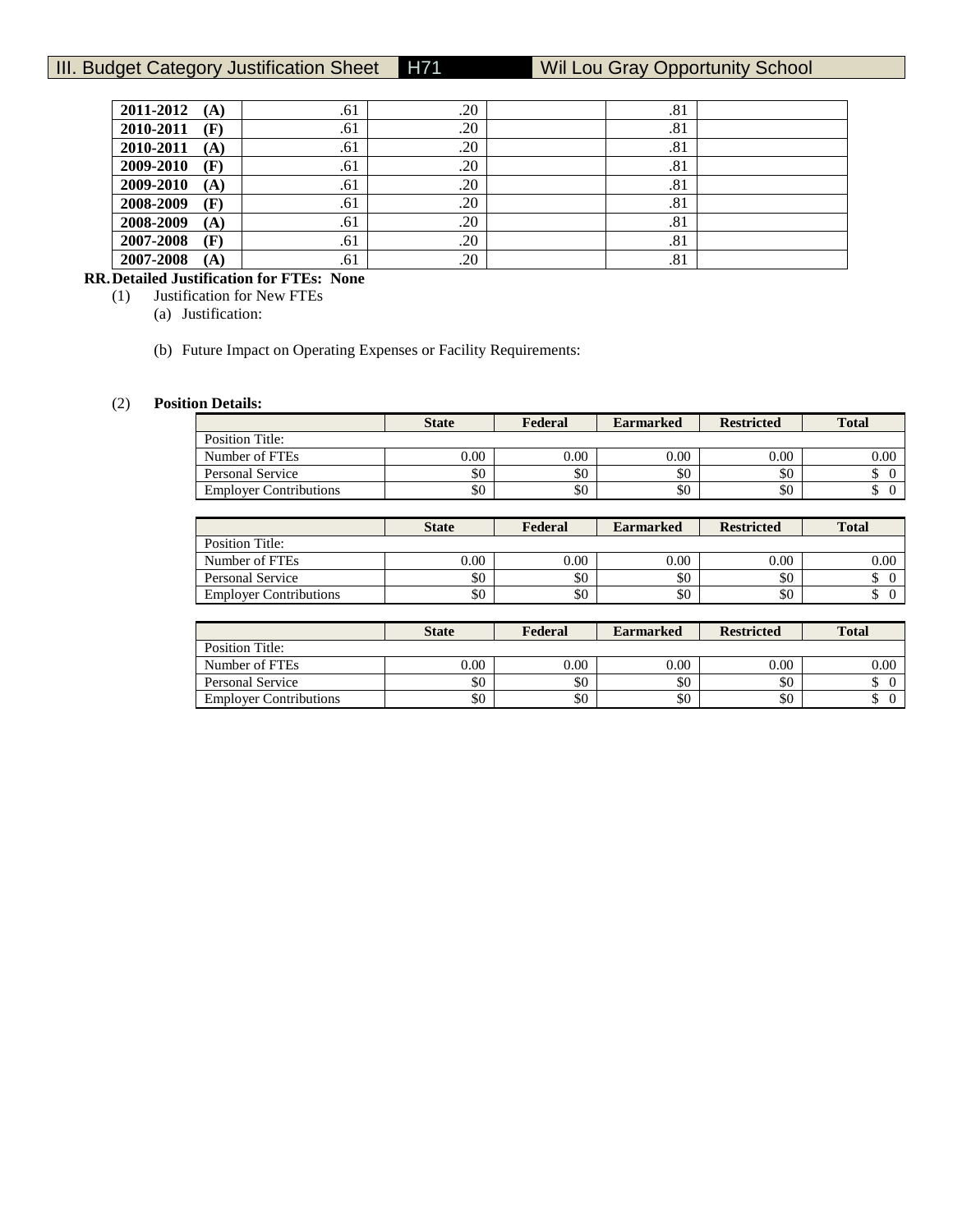III. Budget Category Justification Sheet H71 Wil Lou Gray Opportunity School

| | | | | | |
|---|---|---|---|---|---|
| **2011-2012 (A)** | .61 | .20 | | .81 | |
| **2010-2011 (F)** | .61 | .20 | | .81 | |
| **2010-2011 (A)** | .61 | .20 | | .81 | |
| **2009-2010 (F)** | .61 | .20 | | .81 | |
| **2009-2010 (A)** | .61 | .20 | | .81 | |
| **2008-2009 (F)** | .61 | .20 | | .81 | |
| **2008-2009 (A)** | .61 | .20 | | .81 | |
| **2007-2008 (F)** | .61 | .20 | | .81 | |
| **2007-2008 (A)** | .61 | .20 | | .81 | |

**RR. Detailed Justification for FTEs: None**

(1) Justification for New FTEs

(a) Justification:

(b) Future Impact on Operating Expenses or Facility Requirements:

(2) **Position Details:**

| | **State** | **Federal** | **Earmarked** | **Restricted** | **Total** |
|---|---|---|---|---|---|
| Position Title: | | | | | |
| Number of FTEs | 0.00 | 0.00 | 0.00 | 0.00 | 0.00 |
| Personal Service | $0 | $0 | $0 | $0 | $ 0 |
| Employer Contributions | $0 | $0 | $0 | $0 | $ 0 |

| | **State** | **Federal** | **Earmarked** | **Restricted** | **Total** |
|---|---|---|---|---|---|
| Position Title: | | | | | |
| Number of FTEs | 0.00 | 0.00 | 0.00 | 0.00 | 0.00 |
| Personal Service | $0 | $0 | $0 | $0 | $ 0 |
| Employer Contributions | $0 | $0 | $0 | $0 | $ 0 |

| | **State** | **Federal** | **Earmarked** | **Restricted** | **Total** |
|---|---|---|---|---|---|
| Position Title: | | | | | |
| Number of FTEs | 0.00 | 0.00 | 0.00 | 0.00 | 0.00 |
| Personal Service | $0 | $0 | $0 | $0 | $ 0 |
| Employer Contributions | $0 | $0 | $0 | $0 | $ 0 |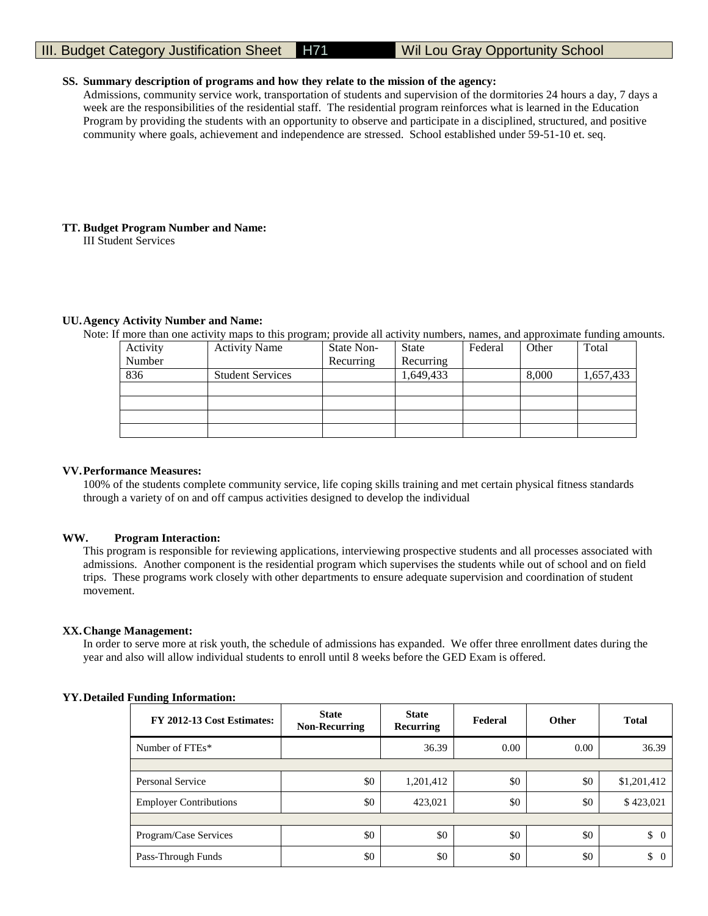# III. Budget Category Justification Sheet H71 Wil Lou Gray Opportunity School

**SS. Summary description of programs and how they relate to the mission of the agency:**

Admissions, community service work, transportation of students and supervision of the dormitories 24 hours a day, 7 days a week are the responsibilities of the residential staff. The residential program reinforces what is learned in the Education Program by providing the students with an opportunity to observe and participate in a disciplined, structured, and positive community where goals, achievement and independence are stressed. School established under 59-51-10 et. seq.

**TT. Budget Program Number and Name:**

III Student Services

**UU. Agency Activity Number and Name:**

Note: If more than one activity maps to this program; provide all activity numbers, names, and approximate funding amounts.

| Activity Number | Activity Name | State Non-Recurring | State Recurring | Federal | Other | Total |
|---|---|---|---|---|---|---|
| 836 | Student Services | | 1,649,433 | | 8,000 | 1,657,433 |
| | | | | | | |
| | | | | | | |
| | | | | | | |
| | | | | | | |

**VV. Performance Measures:**

100% of the students complete community service, life coping skills training and met certain physical fitness standards through a variety of on and off campus activities designed to develop the individual

**WW. Program Interaction:**

This program is responsible for reviewing applications, interviewing prospective students and all processes associated with admissions. Another component is the residential program which supervises the students while out of school and on field trips. These programs work closely with other departments to ensure adequate supervision and coordination of student movement.

**XX. Change Management:**

In order to serve more at risk youth, the schedule of admissions has expanded. We offer three enrollment dates during the year and also will allow individual students to enroll until 8 weeks before the GED Exam is offered.

**YY. Detailed Funding Information:**

| FY 2012-13 Cost Estimates: | State Non-Recurring | State Recurring | Federal | Other | Total |
|---|---|---|---|---|---|
| Number of FTEs* | | 36.39 | 0.00 | 0.00 | 36.39 |
| | | | | | |
| Personal Service | $0 | 1,201,412 | $0 | $0 | $1,201,412 |
| Employer Contributions | $0 | 423,021 | $0 | $0 | $ 423,021 |
| | | | | | |
| Program/Case Services | $0 | $0 | $0 | $0 | $ 0 |
| Pass-Through Funds | $0 | $0 | $0 | $0 | $ 0 |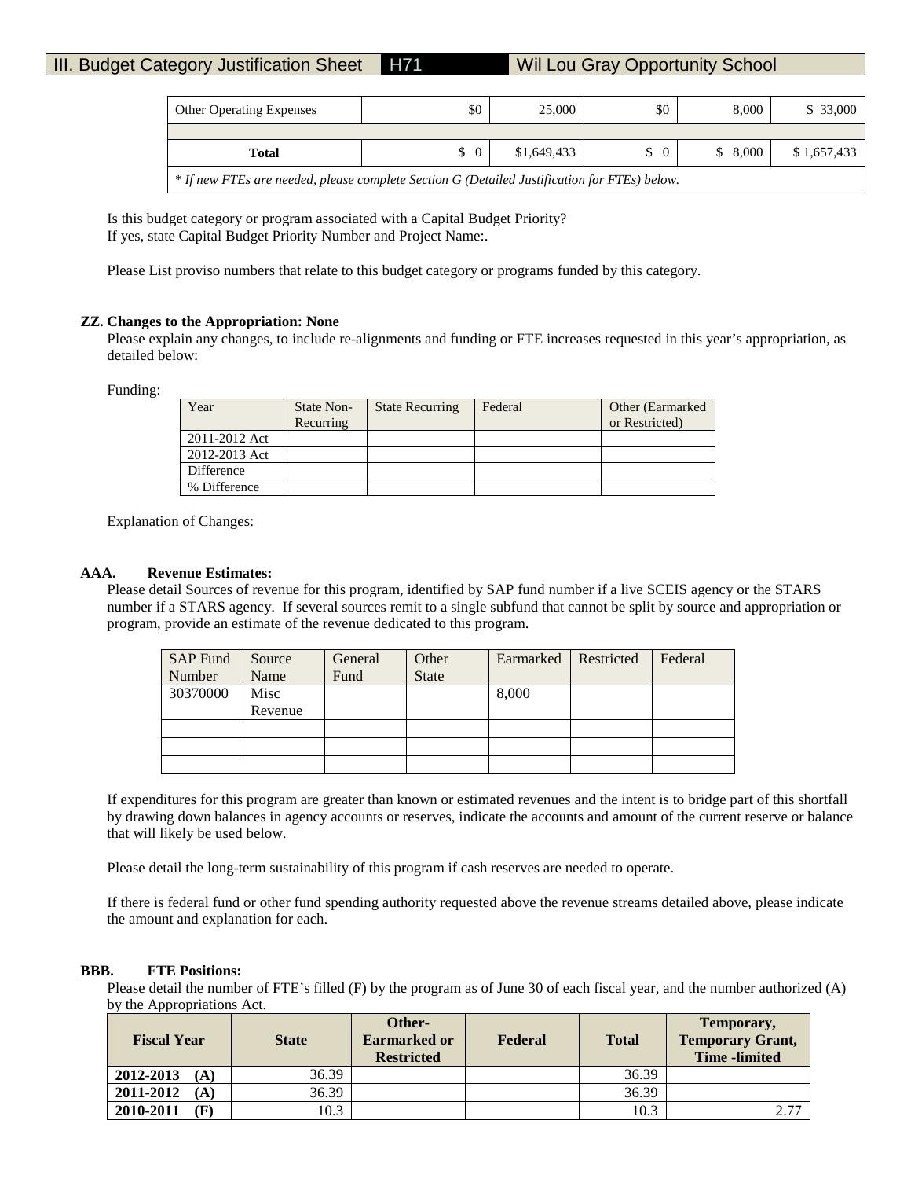III. Budget Category Justification Sheet H71 Wil Lou Gray Opportunity School

| Other Operating Expenses | $0 | 25,000 | $0 | 8,000 | $ 33,000 |
|---|---|---|---|---|---|
| | | | | | |
| **Total** | $ 0 | $1,649,433 | $ 0 | $ 8,000 | $ 1,657,433 |
| *\* If new FTEs are needed, please complete Section G (Detailed Justification for FTEs) below.* | | | | | |

Is this budget category or program associated with a Capital Budget Priority?
If yes, state Capital Budget Priority Number and Project Name:.

Please List proviso numbers that relate to this budget category or programs funded by this category.

**ZZ. Changes to the Appropriation: None**

Please explain any changes, to include re-alignments and funding or FTE increases requested in this year's appropriation, as detailed below:

Funding:

| Year | State Non-Recurring | State Recurring | Federal | Other (Earmarked or Restricted) |
|---|---|---|---|---|
| 2011-2012 Act | | | | |
| 2012-2013 Act | | | | |
| Difference | | | | |
| % Difference | | | | |

Explanation of Changes:

**AAA. Revenue Estimates:**

Please detail Sources of revenue for this program, identified by SAP fund number if a live SCEIS agency or the STARS number if a STARS agency. If several sources remit to a single subfund that cannot be split by source and appropriation or program, provide an estimate of the revenue dedicated to this program.

| SAP Fund Number | Source Name | General Fund | Other State | Earmarked | Restricted | Federal |
|---|---|---|---|---|---|---|
| 30370000 | Misc Revenue | | | 8,000 | | |
| | | | | | | |
| | | | | | | |
| | | | | | | |

If expenditures for this program are greater than known or estimated revenues and the intent is to bridge part of this shortfall by drawing down balances in agency accounts or reserves, indicate the accounts and amount of the current reserve or balance that will likely be used below.

Please detail the long-term sustainability of this program if cash reserves are needed to operate.

If there is federal fund or other fund spending authority requested above the revenue streams detailed above, please indicate the amount and explanation for each.

**BBB. FTE Positions:**

Please detail the number of FTE's filled (F) by the program as of June 30 of each fiscal year, and the number authorized (A) by the Appropriations Act.

| Fiscal Year | State | Other-Earmarked or Restricted | Federal | Total | Temporary, Temporary Grant, Time -limited |
|---|---|---|---|---|---|
| **2012-2013 (A)** | 36.39 | | | 36.39 | |
| **2011-2012 (A)** | 36.39 | | | 36.39 | |
| **2010-2011 (F)** | 10.3 | | | 10.3 | 2.77 |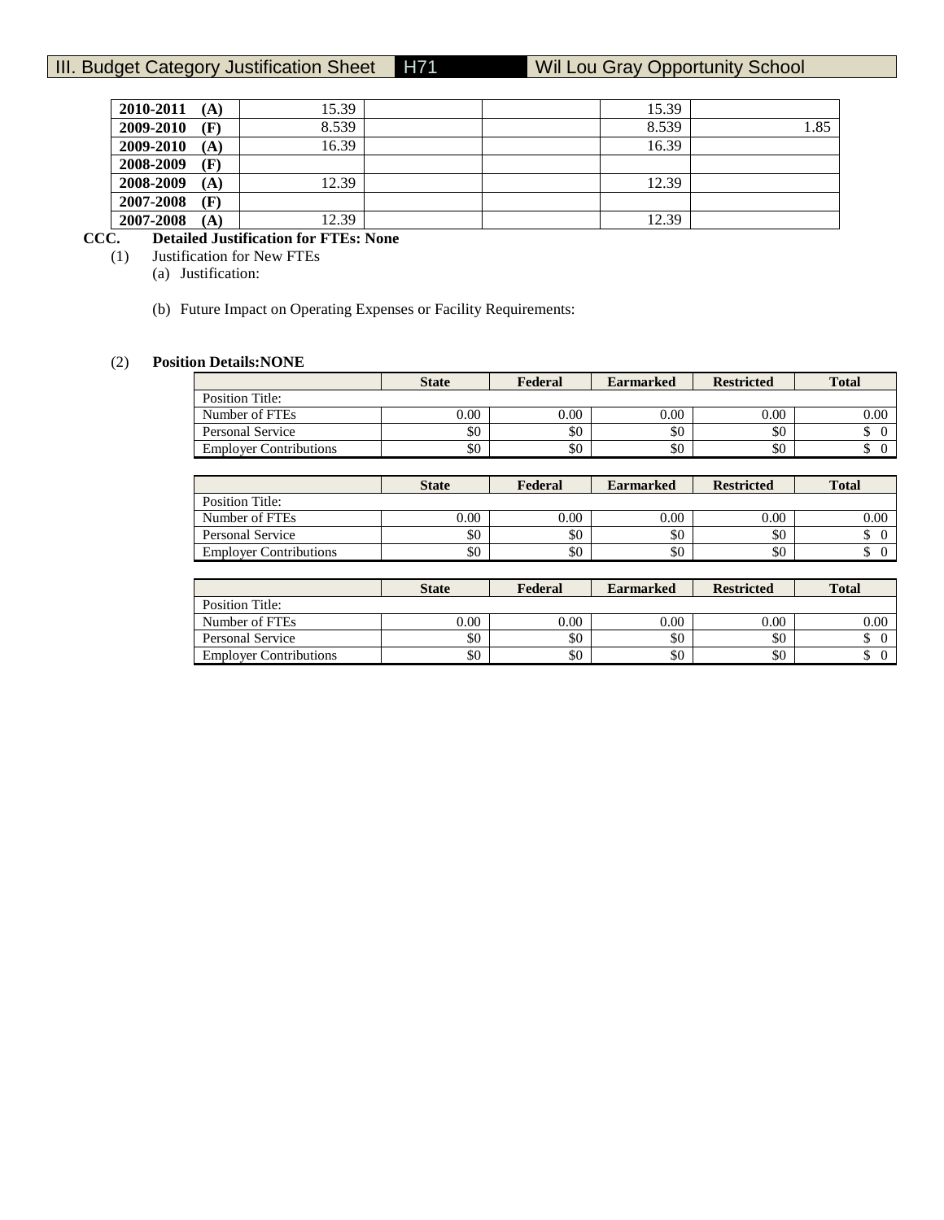III. Budget Category Justification Sheet H71 Wil Lou Gray Opportunity School

| | | | | | |
|---|---|---|---|---|---|
| **2010-2011 (A)** | 15.39 | | | 15.39 | |
| **2009-2010 (F)** | 8.539 | | | 8.539 | 1.85 |
| **2009-2010 (A)** | 16.39 | | | 16.39 | |
| **2008-2009 (F)** | | | | | |
| **2008-2009 (A)** | 12.39 | | | 12.39 | |
| **2007-2008 (F)** | | | | | |
| **2007-2008 (A)** | 12.39 | | | 12.39 | |

**CCC. Detailed Justification for FTEs: None**

(1) Justification for New FTEs

(a) Justification:

(b) Future Impact on Operating Expenses or Facility Requirements:

(2) **Position Details:NONE**

| | State | Federal | Earmarked | Restricted | Total |
|---|---|---|---|---|---|
| Position Title: | | | | | |
| Number of FTEs | 0.00 | 0.00 | 0.00 | 0.00 | 0.00 |
| Personal Service | $0 | $0 | $0 | $0 | $ 0 |
| Employer Contributions | $0 | $0 | $0 | $0 | $ 0 |

| | State | Federal | Earmarked | Restricted | Total |
|---|---|---|---|---|---|
| Position Title: | | | | | |
| Number of FTEs | 0.00 | 0.00 | 0.00 | 0.00 | 0.00 |
| Personal Service | $0 | $0 | $0 | $0 | $ 0 |
| Employer Contributions | $0 | $0 | $0 | $0 | $ 0 |

| | State | Federal | Earmarked | Restricted | Total |
|---|---|---|---|---|---|
| Position Title: | | | | | |
| Number of FTEs | 0.00 | 0.00 | 0.00 | 0.00 | 0.00 |
| Personal Service | $0 | $0 | $0 | $0 | $ 0 |
| Employer Contributions | $0 | $0 | $0 | $0 | $ 0 |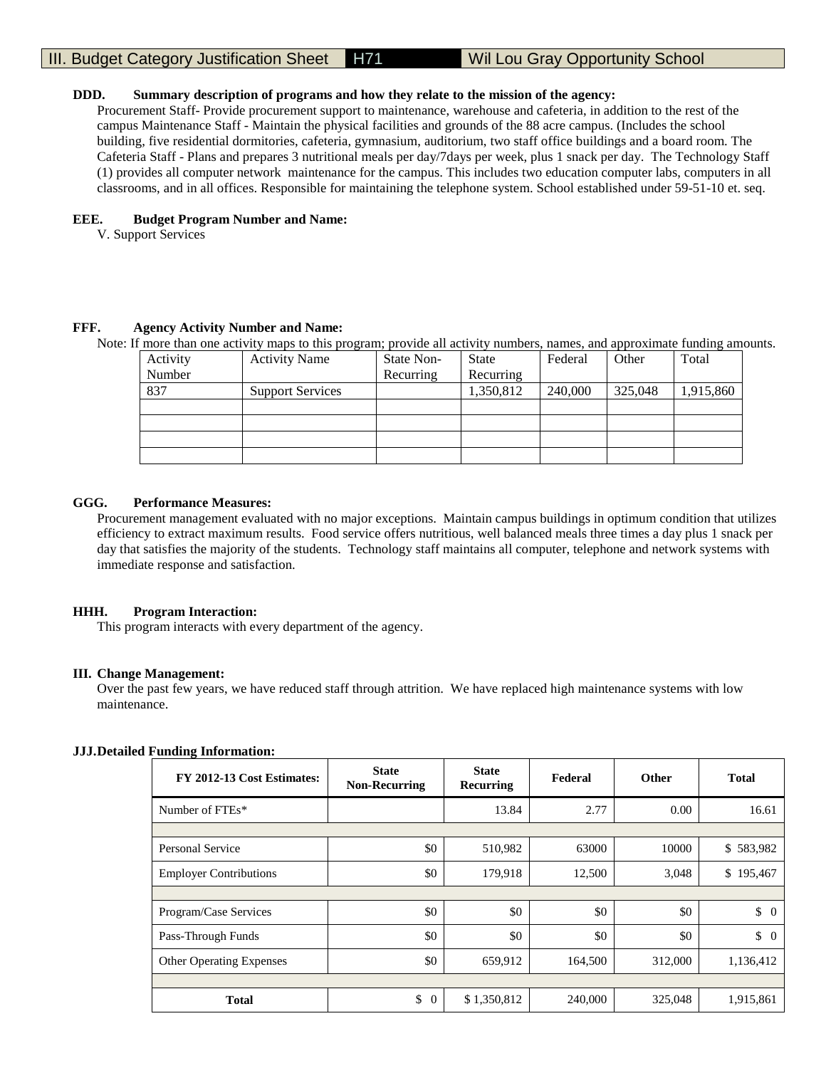III. Budget Category Justification Sheet | H71 | Wil Lou Gray Opportunity School

**DDD. Summary description of programs and how they relate to the mission of the agency:**

Procurement Staff- Provide procurement support to maintenance, warehouse and cafeteria, in addition to the rest of the campus Maintenance Staff - Maintain the physical facilities and grounds of the 88 acre campus. (Includes the school building, five residential dormitories, cafeteria, gymnasium, auditorium, two staff office buildings and a board room. The Cafeteria Staff - Plans and prepares 3 nutritional meals per day/7days per week, plus 1 snack per day. The Technology Staff (1) provides all computer network maintenance for the campus. This includes two education computer labs, computers in all classrooms, and in all offices. Responsible for maintaining the telephone system. School established under 59-51-10 et. seq.

**EEE. Budget Program Number and Name:**

V. Support Services

**FFF. Agency Activity Number and Name:**

Note: If more than one activity maps to this program; provide all activity numbers, names, and approximate funding amounts.

| Activity Number | Activity Name | State Non-Recurring | State Recurring | Federal | Other | Total |
|---|---|---|---|---|---|---|
| 837 | Support Services | | 1,350,812 | 240,000 | 325,048 | 1,915,860 |
| | | | | | | |
| | | | | | | |
| | | | | | | |
| | | | | | | |

**GGG. Performance Measures:**

Procurement management evaluated with no major exceptions. Maintain campus buildings in optimum condition that utilizes efficiency to extract maximum results. Food service offers nutritious, well balanced meals three times a day plus 1 snack per day that satisfies the majority of the students. Technology staff maintains all computer, telephone and network systems with immediate response and satisfaction.

**HHH. Program Interaction:**

This program interacts with every department of the agency.

**III. Change Management:**

Over the past few years, we have reduced staff through attrition. We have replaced high maintenance systems with low maintenance.

**JJJ. Detailed Funding Information:**

| FY 2012-13 Cost Estimates: | State Non-Recurring | State Recurring | Federal | Other | Total |
|---|---|---|---|---|---|
| Number of FTEs* | | 13.84 | 2.77 | 0.00 | 16.61 |
| | | | | | |
| Personal Service | $0 | 510,982 | 63000 | 10000 | $ 583,982 |
| Employer Contributions | $0 | 179,918 | 12,500 | 3,048 | $ 195,467 |
| | | | | | |
| Program/Case Services | $0 | $0 | $0 | $0 | $ 0 |
| Pass-Through Funds | $0 | $0 | $0 | $0 | $ 0 |
| Other Operating Expenses | $0 | 659,912 | 164,500 | 312,000 | 1,136,412 |
| | | | | | |
| **Total** | $ 0 | $ 1,350,812 | 240,000 | 325,048 | 1,915,861 |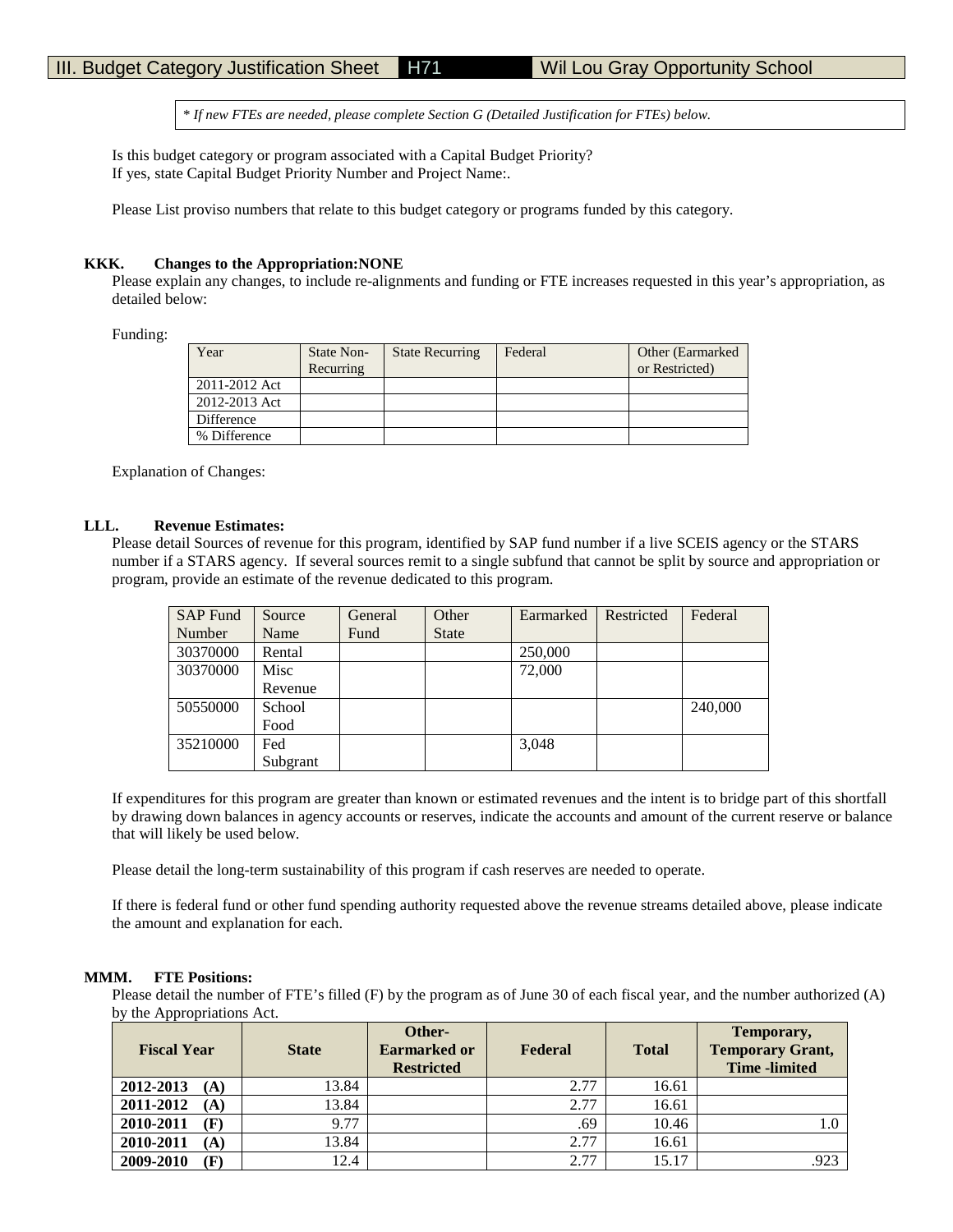III. Budget Category Justification Sheet | H71 | Wil Lou Gray Opportunity School

*\* If new FTEs are needed, please complete Section G (Detailed Justification for FTEs) below.*

Is this budget category or program associated with a Capital Budget Priority?
If yes, state Capital Budget Priority Number and Project Name:.

Please List proviso numbers that relate to this budget category or programs funded by this category.

**KKK. Changes to the Appropriation:NONE**

Please explain any changes, to include re-alignments and funding or FTE increases requested in this year's appropriation, as detailed below:

Funding:

| Year | State Non-Recurring | State Recurring | Federal | Other (Earmarked or Restricted) |
|---|---|---|---|---|
| 2011-2012 Act | | | | |
| 2012-2013 Act | | | | |
| Difference | | | | |
| % Difference | | | | |

Explanation of Changes:

**LLL. Revenue Estimates:**

Please detail Sources of revenue for this program, identified by SAP fund number if a live SCEIS agency or the STARS number if a STARS agency. If several sources remit to a single subfund that cannot be split by source and appropriation or program, provide an estimate of the revenue dedicated to this program.

| SAP Fund Number | Source Name | General Fund | Other State | Earmarked | Restricted | Federal |
|---|---|---|---|---|---|---|
| 30370000 | Rental | | | 250,000 | | |
| 30370000 | Misc Revenue | | | 72,000 | | |
| 50550000 | School Food | | | | | 240,000 |
| 35210000 | Fed Subgrant | | | 3,048 | | |

If expenditures for this program are greater than known or estimated revenues and the intent is to bridge part of this shortfall by drawing down balances in agency accounts or reserves, indicate the accounts and amount of the current reserve or balance that will likely be used below.

Please detail the long-term sustainability of this program if cash reserves are needed to operate.

If there is federal fund or other fund spending authority requested above the revenue streams detailed above, please indicate the amount and explanation for each.

**MMM. FTE Positions:**

Please detail the number of FTE's filled (F) by the program as of June 30 of each fiscal year, and the number authorized (A) by the Appropriations Act.

| Fiscal Year | State | Other-Earmarked or Restricted | Federal | Total | Temporary, Temporary Grant, Time -limited |
|---|---|---|---|---|---|
| **2012-2013 (A)** | 13.84 | | 2.77 | 16.61 | |
| **2011-2012 (A)** | 13.84 | | 2.77 | 16.61 | |
| **2010-2011 (F)** | 9.77 | | .69 | 10.46 | 1.0 |
| **2010-2011 (A)** | 13.84 | | 2.77 | 16.61 | |
| **2009-2010 (F)** | 12.4 | | 2.77 | 15.17 | .923 |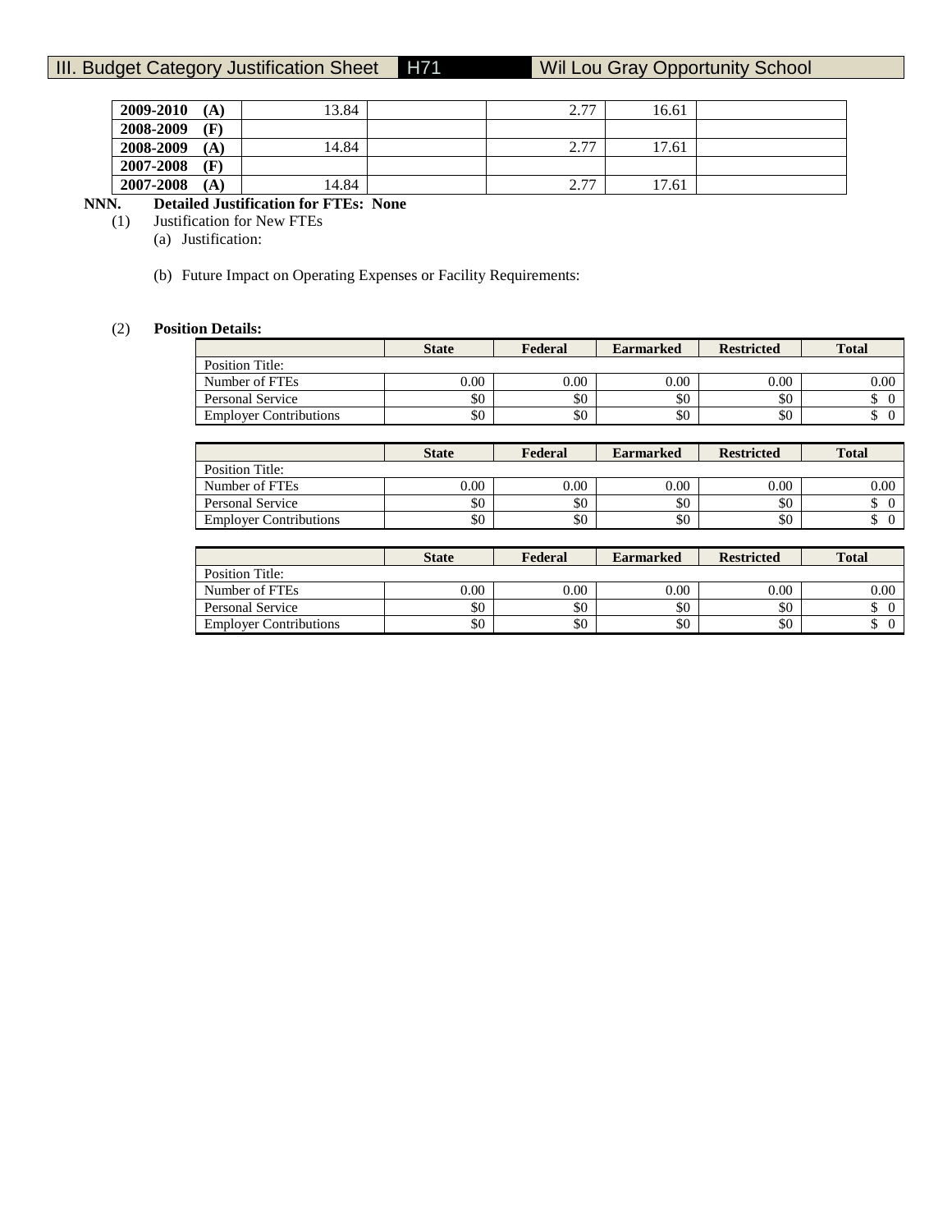# III. Budget Category Justification Sheet H71 Wil Lou Gray Opportunity School

| | | | | | |
|---|---|---|---|---|---|
| **2009-2010 (A)** | 13.84 | | 2.77 | 16.61 | |
| **2008-2009 (F)** | | | | | |
| **2008-2009 (A)** | 14.84 | | 2.77 | 17.61 | |
| **2007-2008 (F)** | | | | | |
| **2007-2008 (A)** | 14.84 | | 2.77 | 17.61 | |

**NNN. Detailed Justification for FTEs: None**

(1) Justification for New FTEs

(a) Justification:

(b) Future Impact on Operating Expenses or Facility Requirements:

(2) **Position Details:**

| | **State** | **Federal** | **Earmarked** | **Restricted** | **Total** |
|---|---|---|---|---|---|
| Position Title: | | | | | |
| Number of FTEs | 0.00 | 0.00 | 0.00 | 0.00 | 0.00 |
| Personal Service | $0 | $0 | $0 | $0 | $ 0 |
| Employer Contributions | $0 | $0 | $0 | $0 | $ 0 |

| | **State** | **Federal** | **Earmarked** | **Restricted** | **Total** |
|---|---|---|---|---|---|
| Position Title: | | | | | |
| Number of FTEs | 0.00 | 0.00 | 0.00 | 0.00 | 0.00 |
| Personal Service | $0 | $0 | $0 | $0 | $ 0 |
| Employer Contributions | $0 | $0 | $0 | $0 | $ 0 |

| | **State** | **Federal** | **Earmarked** | **Restricted** | **Total** |
|---|---|---|---|---|---|
| Position Title: | | | | | |
| Number of FTEs | 0.00 | 0.00 | 0.00 | 0.00 | 0.00 |
| Personal Service | $0 | $0 | $0 | $0 | $ 0 |
| Employer Contributions | $0 | $0 | $0 | $0 | $ 0 |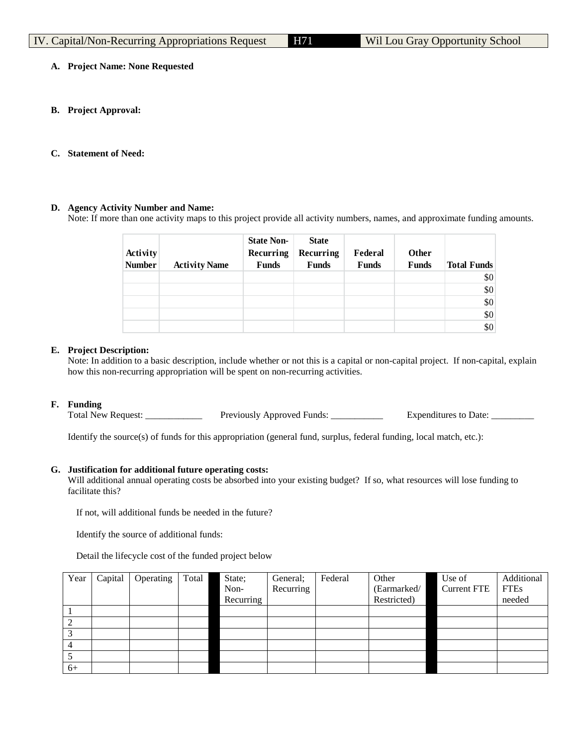| IV. Capital/Non-Recurring Appropriations Request | H71 | Wil Lou Gray Opportunity School |
|---|---|---|

**A. Project Name: None Requested**

**B. Project Approval:**

**C. Statement of Need:**

**D. Agency Activity Number and Name:**
Note: If more than one activity maps to this project provide all activity numbers, names, and approximate funding amounts.

| Activity Number | Activity Name | State Non-Recurring Funds | State Recurring Funds | Federal Funds | Other Funds | Total Funds |
|---|---|---|---|---|---|---|
| | | | | | | $0 |
| | | | | | | $0 |
| | | | | | | $0 |
| | | | | | | $0 |
| | | | | | | $0 |

**E. Project Description:**
Note: In addition to a basic description, include whether or not this is a capital or non-capital project. If non-capital, explain how this non-recurring appropriation will be spent on non-recurring activities.

**F. Funding**
Total New Request: ____________ Previously Approved Funds: ___________ Expenditures to Date: _________

Identify the source(s) of funds for this appropriation (general fund, surplus, federal funding, local match, etc.):

**G. Justification for additional future operating costs:**
Will additional annual operating costs be absorbed into your existing budget? If so, what resources will lose funding to facilitate this?

If not, will additional funds be needed in the future?

Identify the source of additional funds:

Detail the lifecycle cost of the funded project below

| Year | Capital | Operating | Total | | State; Non-Recurring | General; Recurring | Federal | Other (Earmarked/ Restricted) | | Use of Current FTE | Additional FTEs needed |
|---|---|---|---|---|---|---|---|---|---|---|---|
| 1 | | | | | | | | | | | |
| 2 | | | | | | | | | | | |
| 3 | | | | | | | | | | | |
| 4 | | | | | | | | | | | |
| 5 | | | | | | | | | | | |
| 6+ | | | | | | | | | | | |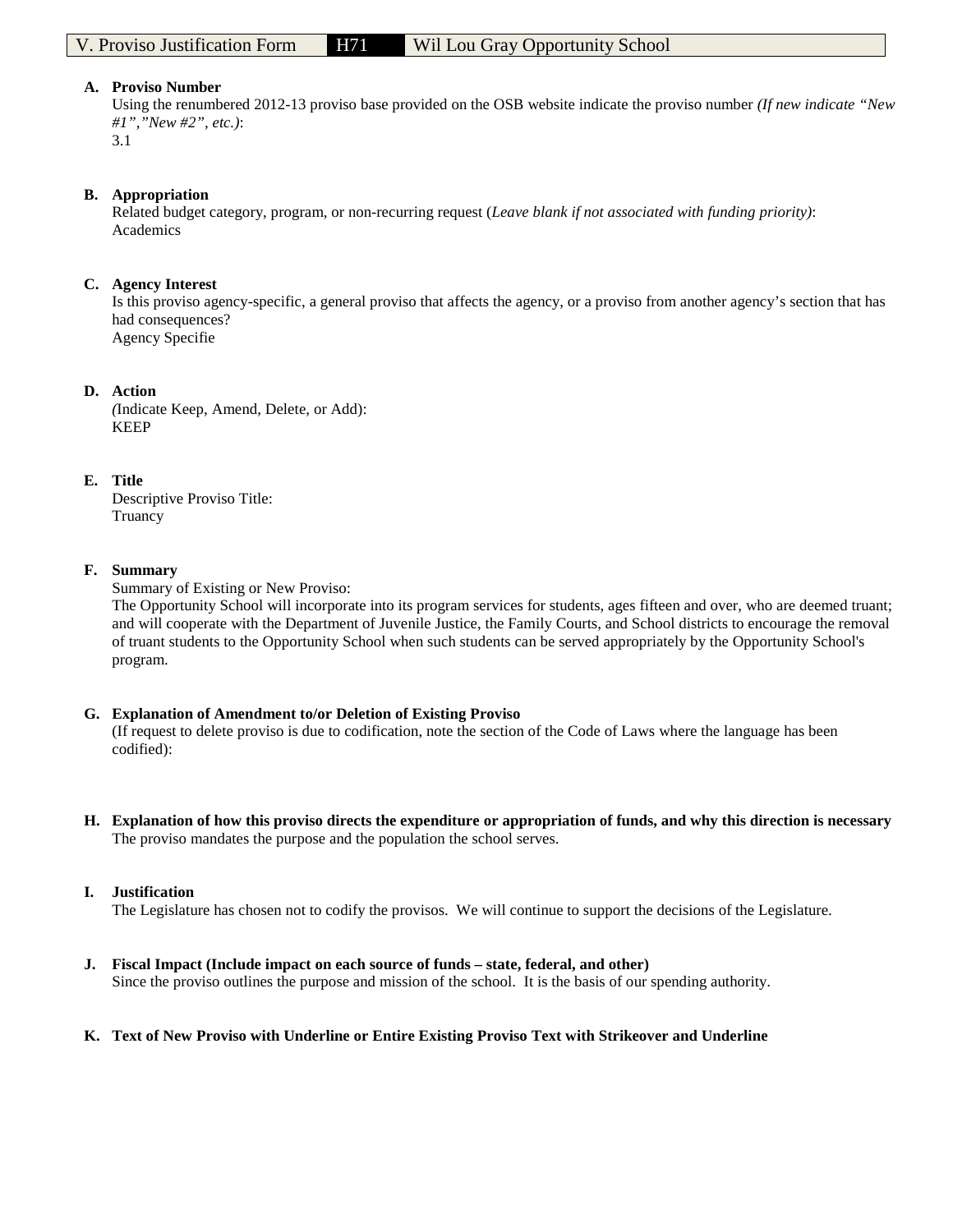V. Proviso Justification Form | H71 | Wil Lou Gray Opportunity School

**A. Proviso Number**
Using the renumbered 2012-13 proviso base provided on the OSB website indicate the proviso number *(If new indicate "New #1","New #2", etc.)*:
3.1

**B. Appropriation**
Related budget category, program, or non-recurring request (*Leave blank if not associated with funding priority)*:
Academics

**C. Agency Interest**
Is this proviso agency-specific, a general proviso that affects the agency, or a proviso from another agency's section that has had consequences?
Agency Specifie

**D. Action**
(Indicate Keep, Amend, Delete, or Add):
KEEP

**E. Title**
Descriptive Proviso Title:
Truancy

**F. Summary**
Summary of Existing or New Proviso:
The Opportunity School will incorporate into its program services for students, ages fifteen and over, who are deemed truant; and will cooperate with the Department of Juvenile Justice, the Family Courts, and School districts to encourage the removal of truant students to the Opportunity School when such students can be served appropriately by the Opportunity School's program.

**G. Explanation of Amendment to/or Deletion of Existing Proviso**
(If request to delete proviso is due to codification, note the section of the Code of Laws where the language has been codified):

**H. Explanation of how this proviso directs the expenditure or appropriation of funds, and why this direction is necessary**
The proviso mandates the purpose and the population the school serves.

**I. Justification**
The Legislature has chosen not to codify the provisos. We will continue to support the decisions of the Legislature.

**J. Fiscal Impact (Include impact on each source of funds – state, federal, and other)**
Since the proviso outlines the purpose and mission of the school. It is the basis of our spending authority.

**K. Text of New Proviso with Underline or Entire Existing Proviso Text with Strikeover and Underline**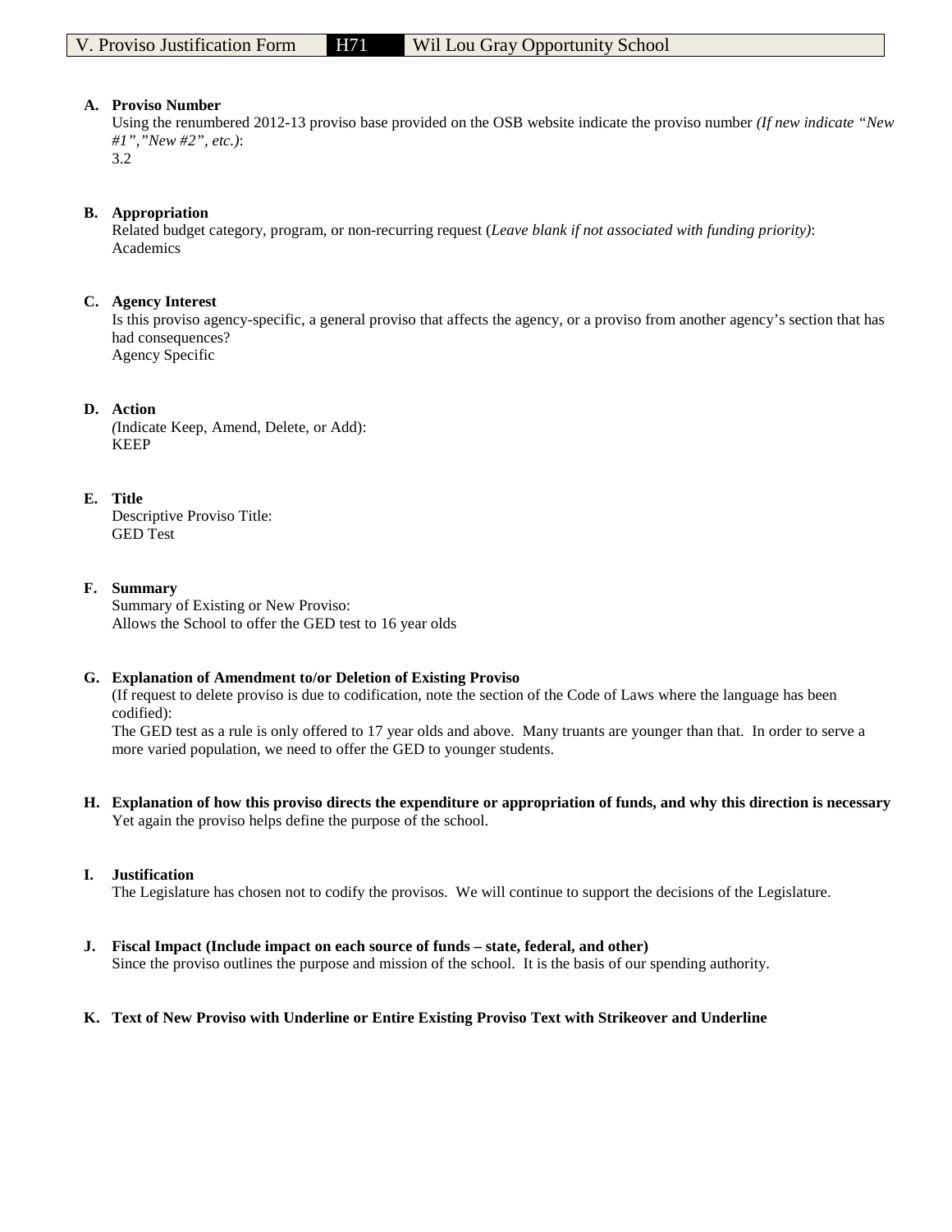V. Proviso Justification Form | H71 | Wil Lou Gray Opportunity School

**A. Proviso Number**
Using the renumbered 2012-13 proviso base provided on the OSB website indicate the proviso number *(If new indicate "New #1","New #2", etc.)*:
3.2

**B. Appropriation**
Related budget category, program, or non-recurring request (*Leave blank if not associated with funding priority)*:
Academics

**C. Agency Interest**
Is this proviso agency-specific, a general proviso that affects the agency, or a proviso from another agency's section that has had consequences?
Agency Specific

**D. Action**
*(*Indicate Keep, Amend, Delete, or Add):
KEEP

**E. Title**
Descriptive Proviso Title:
GED Test

**F. Summary**
Summary of Existing or New Proviso:
Allows the School to offer the GED test to 16 year olds

**G. Explanation of Amendment to/or Deletion of Existing Proviso**
(If request to delete proviso is due to codification, note the section of the Code of Laws where the language has been codified):
The GED test as a rule is only offered to 17 year olds and above. Many truants are younger than that. In order to serve a more varied population, we need to offer the GED to younger students.

**H. Explanation of how this proviso directs the expenditure or appropriation of funds, and why this direction is necessary**
Yet again the proviso helps define the purpose of the school.

**I. Justification**
The Legislature has chosen not to codify the provisos. We will continue to support the decisions of the Legislature.

**J. Fiscal Impact (Include impact on each source of funds – state, federal, and other)**
Since the proviso outlines the purpose and mission of the school. It is the basis of our spending authority.

**K. Text of New Proviso with Underline or Entire Existing Proviso Text with Strikeover and Underline**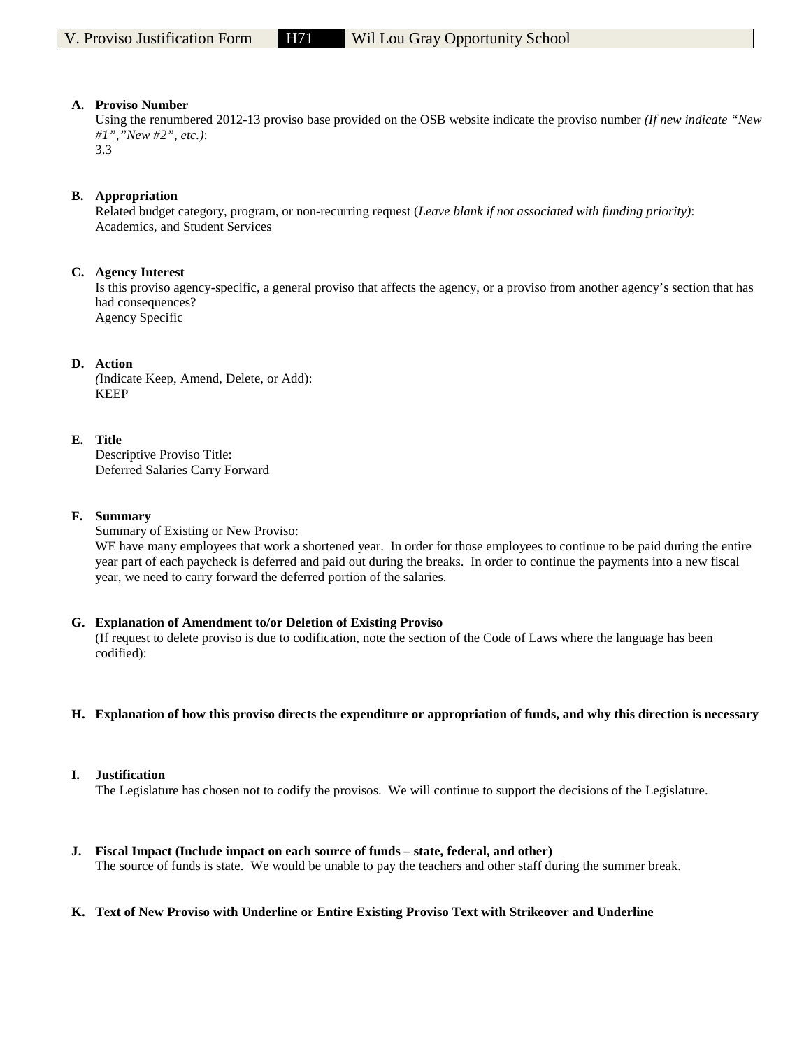| V. Proviso Justification Form | H71 | Wil Lou Gray Opportunity School |
|---|---|---|

**A. Proviso Number**

Using the renumbered 2012-13 proviso base provided on the OSB website indicate the proviso number *(If new indicate "New #1","New #2", etc.)*:
3.3

**B. Appropriation**

Related budget category, program, or non-recurring request (*Leave blank if not associated with funding priority)*:
Academics, and Student Services

**C. Agency Interest**

Is this proviso agency-specific, a general proviso that affects the agency, or a proviso from another agency's section that has had consequences?
Agency Specific

**D. Action**

*(*Indicate Keep, Amend, Delete, or Add):
KEEP

**E. Title**

Descriptive Proviso Title:
Deferred Salaries Carry Forward

**F. Summary**

Summary of Existing or New Proviso:
WE have many employees that work a shortened year. In order for those employees to continue to be paid during the entire year part of each paycheck is deferred and paid out during the breaks. In order to continue the payments into a new fiscal year, we need to carry forward the deferred portion of the salaries.

**G. Explanation of Amendment to/or Deletion of Existing Proviso**

(If request to delete proviso is due to codification, note the section of the Code of Laws where the language has been codified):

**H. Explanation of how this proviso directs the expenditure or appropriation of funds, and why this direction is necessary**

**I. Justification**

The Legislature has chosen not to codify the provisos. We will continue to support the decisions of the Legislature.

**J. Fiscal Impact (Include impact on each source of funds – state, federal, and other)**

The source of funds is state. We would be unable to pay the teachers and other staff during the summer break.

**K. Text of New Proviso with Underline or Entire Existing Proviso Text with Strikeover and Underline**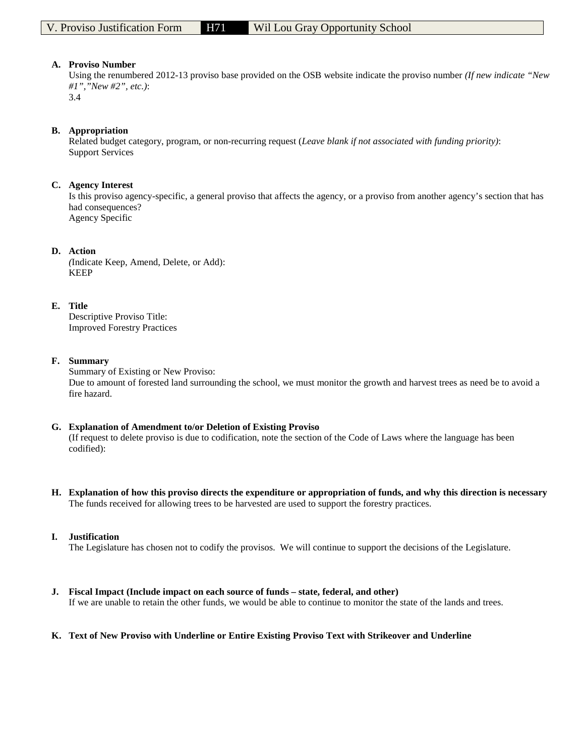| V. Proviso Justification Form | H71 | Wil Lou Gray Opportunity School |
|---|---|---|

**A. Proviso Number**

Using the renumbered 2012-13 proviso base provided on the OSB website indicate the proviso number *(If new indicate "New #1","New #2", etc.)*:
3.4

**B. Appropriation**

Related budget category, program, or non-recurring request (*Leave blank if not associated with funding priority)*:
Support Services

**C. Agency Interest**

Is this proviso agency-specific, a general proviso that affects the agency, or a proviso from another agency's section that has had consequences?
Agency Specific

**D. Action**

*(*Indicate Keep, Amend, Delete, or Add):
KEEP

**E. Title**

Descriptive Proviso Title:
Improved Forestry Practices

**F. Summary**

Summary of Existing or New Proviso:
Due to amount of forested land surrounding the school, we must monitor the growth and harvest trees as need be to avoid a fire hazard.

**G. Explanation of Amendment to/or Deletion of Existing Proviso**

(If request to delete proviso is due to codification, note the section of the Code of Laws where the language has been codified):

**H. Explanation of how this proviso directs the expenditure or appropriation of funds, and why this direction is necessary**

The funds received for allowing trees to be harvested are used to support the forestry practices.

**I. Justification**

The Legislature has chosen not to codify the provisos. We will continue to support the decisions of the Legislature.

**J. Fiscal Impact (Include impact on each source of funds – state, federal, and other)**

If we are unable to retain the other funds, we would be able to continue to monitor the state of the lands and trees.

**K. Text of New Proviso with Underline or Entire Existing Proviso Text with Strikeover and Underline**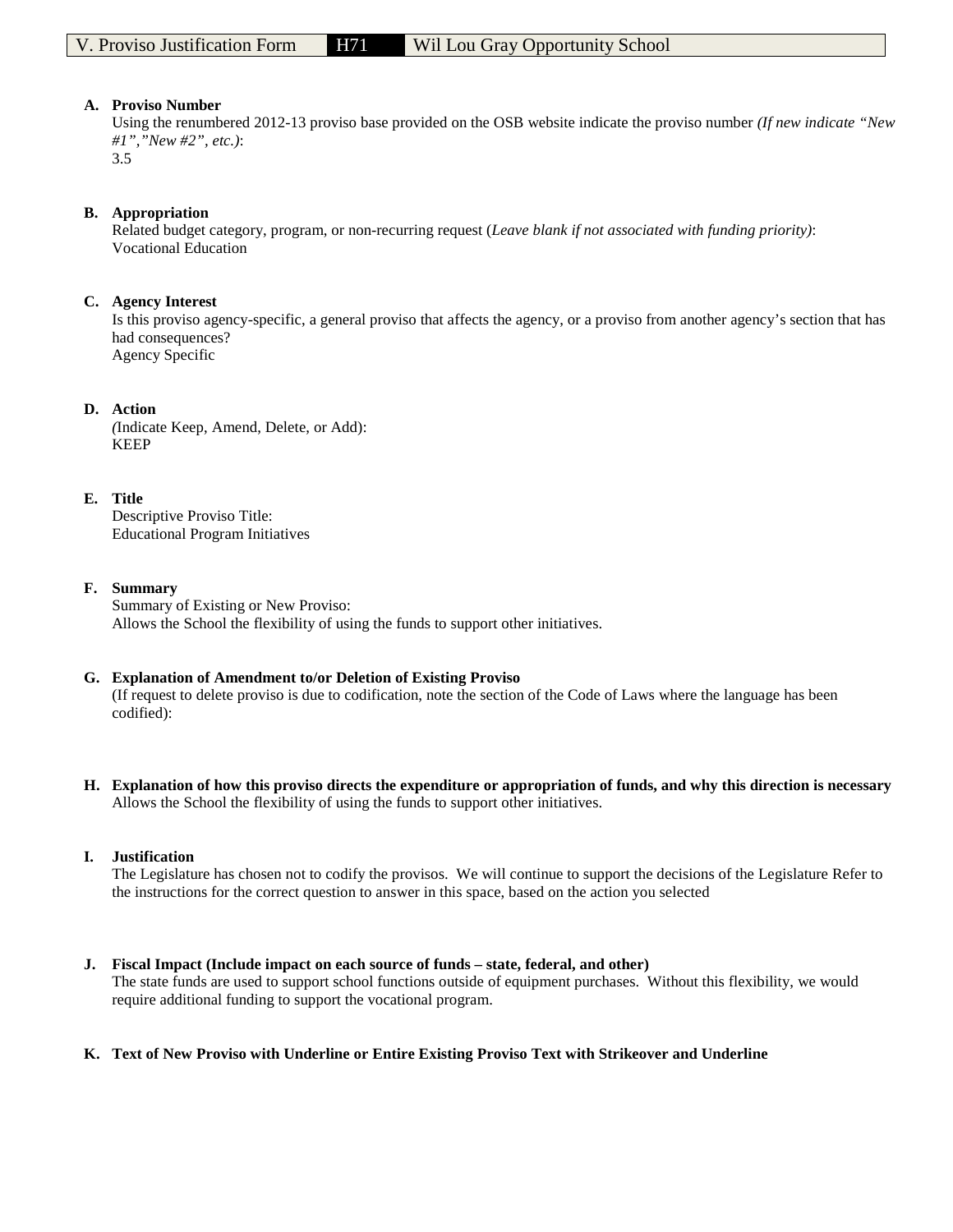| V. Proviso Justification Form | H71 | Wil Lou Gray Opportunity School |
| --- | --- | --- |

**A. Proviso Number**

Using the renumbered 2012-13 proviso base provided on the OSB website indicate the proviso number *(If new indicate "New #1","New #2", etc.)*:
3.5

**B. Appropriation**

Related budget category, program, or non-recurring request (*Leave blank if not associated with funding priority)*:
Vocational Education

**C. Agency Interest**

Is this proviso agency-specific, a general proviso that affects the agency, or a proviso from another agency's section that has had consequences?
Agency Specific

**D. Action**

*(*Indicate Keep, Amend, Delete, or Add):
KEEP

**E. Title**

Descriptive Proviso Title:
Educational Program Initiatives

**F. Summary**

Summary of Existing or New Proviso:
Allows the School the flexibility of using the funds to support other initiatives.

**G. Explanation of Amendment to/or Deletion of Existing Proviso**

(If request to delete proviso is due to codification, note the section of the Code of Laws where the language has been codified):

**H. Explanation of how this proviso directs the expenditure or appropriation of funds, and why this direction is necessary**

Allows the School the flexibility of using the funds to support other initiatives.

**I. Justification**

The Legislature has chosen not to codify the provisos. We will continue to support the decisions of the Legislature Refer to the instructions for the correct question to answer in this space, based on the action you selected

**J. Fiscal Impact (Include impact on each source of funds – state, federal, and other)**

The state funds are used to support school functions outside of equipment purchases. Without this flexibility, we would require additional funding to support the vocational program.

**K. Text of New Proviso with Underline or Entire Existing Proviso Text with Strikeover and Underline**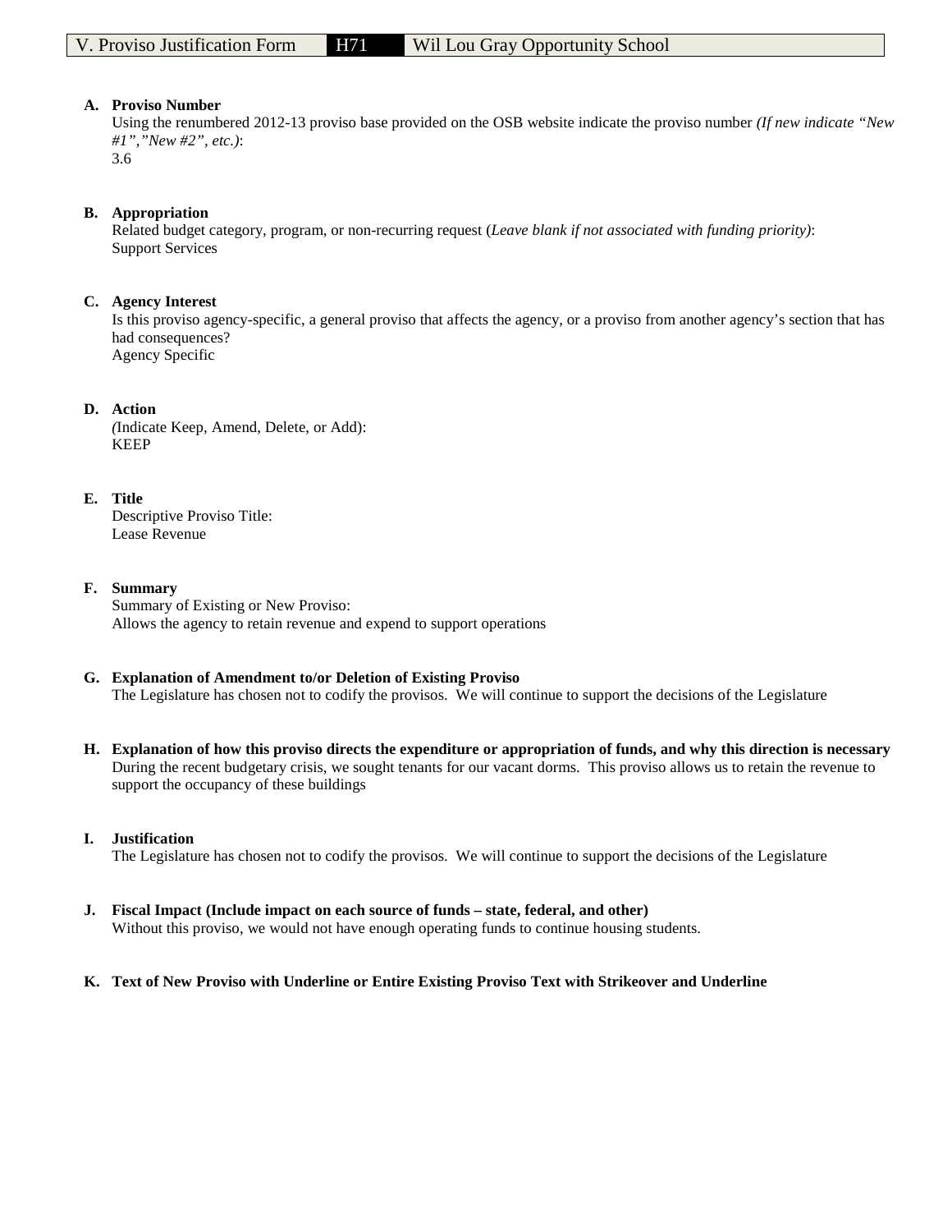V. Proviso Justification Form | H71 | Wil Lou Gray Opportunity School

**A. Proviso Number**

Using the renumbered 2012-13 proviso base provided on the OSB website indicate the proviso number *(If new indicate "New #1","New #2", etc.)*:
3.6

**B. Appropriation**

Related budget category, program, or non-recurring request (*Leave blank if not associated with funding priority)*:
Support Services

**C. Agency Interest**

Is this proviso agency-specific, a general proviso that affects the agency, or a proviso from another agency's section that has had consequences?
Agency Specific

**D. Action**

*(*Indicate Keep, Amend, Delete, or Add):
KEEP

**E. Title**

Descriptive Proviso Title:
Lease Revenue

**F. Summary**

Summary of Existing or New Proviso:
Allows the agency to retain revenue and expend to support operations

**G. Explanation of Amendment to/or Deletion of Existing Proviso**

The Legislature has chosen not to codify the provisos. We will continue to support the decisions of the Legislature

**H. Explanation of how this proviso directs the expenditure or appropriation of funds, and why this direction is necessary**

During the recent budgetary crisis, we sought tenants for our vacant dorms. This proviso allows us to retain the revenue to support the occupancy of these buildings

**I. Justification**

The Legislature has chosen not to codify the provisos. We will continue to support the decisions of the Legislature

**J. Fiscal Impact (Include impact on each source of funds – state, federal, and other)**

Without this proviso, we would not have enough operating funds to continue housing students.

**K. Text of New Proviso with Underline or Entire Existing Proviso Text with Strikeover and Underline**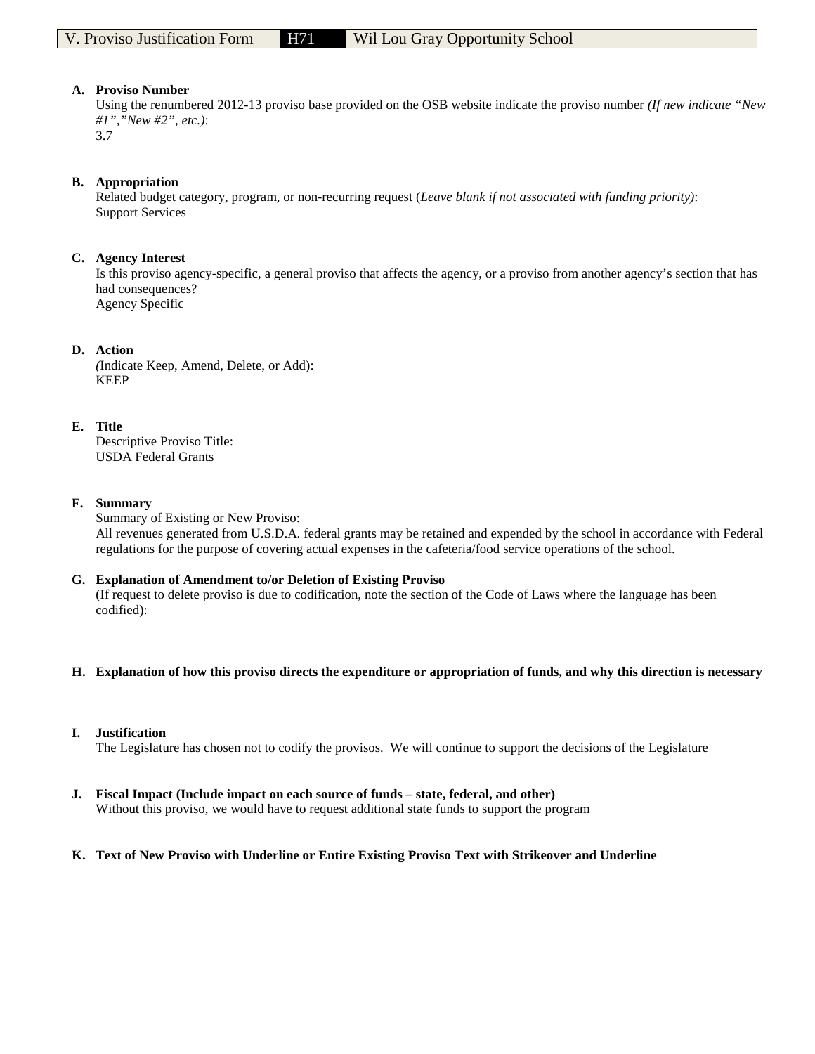V. Proviso Justification Form | H71 | Wil Lou Gray Opportunity School

**A. Proviso Number**
Using the renumbered 2012-13 proviso base provided on the OSB website indicate the proviso number *(If new indicate "New #1","New #2", etc.)*:
3.7

**B. Appropriation**
Related budget category, program, or non-recurring request (*Leave blank if not associated with funding priority)*:
Support Services

**C. Agency Interest**
Is this proviso agency-specific, a general proviso that affects the agency, or a proviso from another agency's section that has had consequences?
Agency Specific

**D. Action**
*(*Indicate Keep, Amend, Delete, or Add):
KEEP

**E. Title**
Descriptive Proviso Title:
USDA Federal Grants

**F. Summary**
Summary of Existing or New Proviso:
All revenues generated from U.S.D.A. federal grants may be retained and expended by the school in accordance with Federal regulations for the purpose of covering actual expenses in the cafeteria/food service operations of the school.

**G. Explanation of Amendment to/or Deletion of Existing Proviso**
(If request to delete proviso is due to codification, note the section of the Code of Laws where the language has been codified):

**H. Explanation of how this proviso directs the expenditure or appropriation of funds, and why this direction is necessary**

**I. Justification**
The Legislature has chosen not to codify the provisos. We will continue to support the decisions of the Legislature

**J. Fiscal Impact (Include impact on each source of funds – state, federal, and other)**
Without this proviso, we would have to request additional state funds to support the program

**K. Text of New Proviso with Underline or Entire Existing Proviso Text with Strikeover and Underline**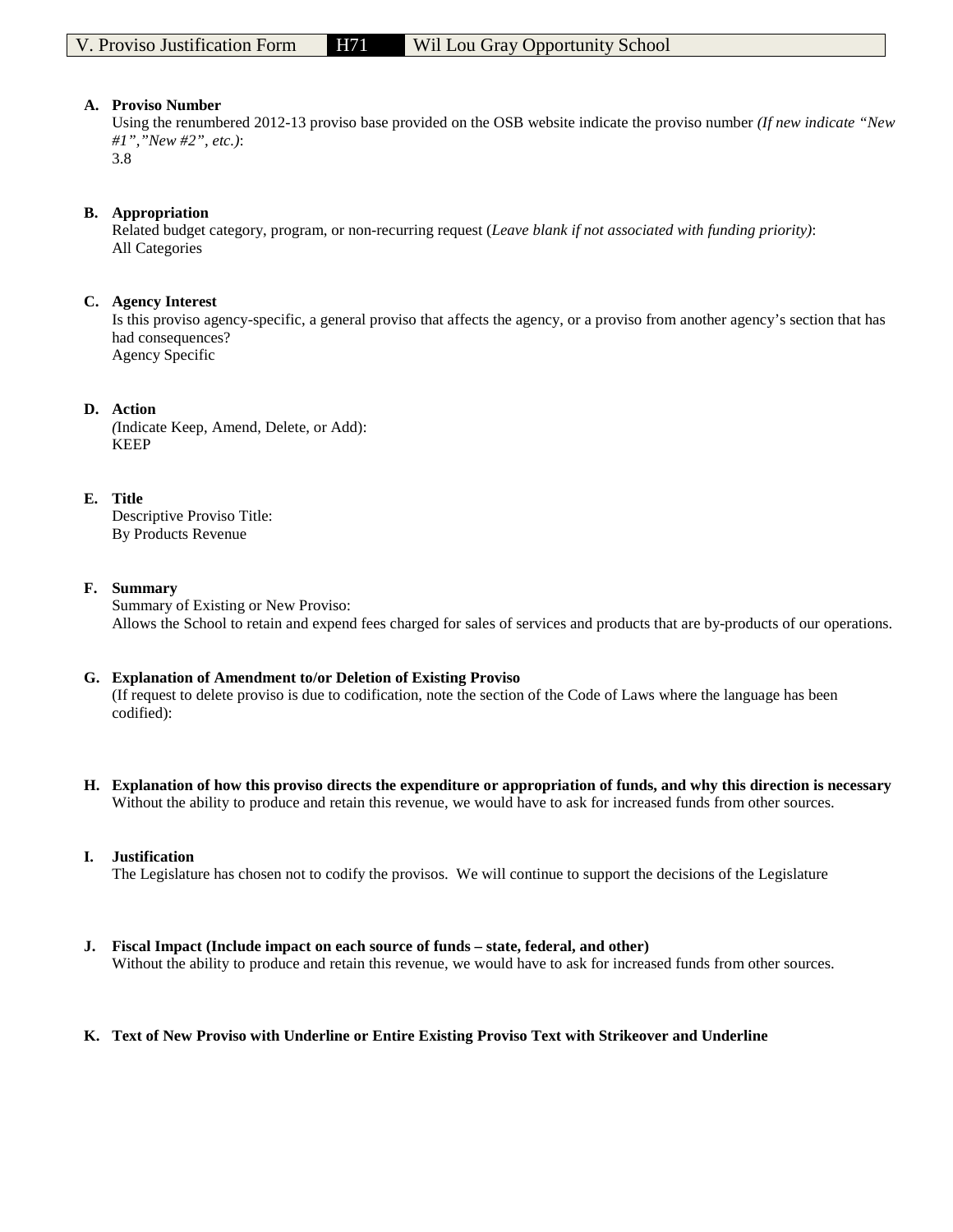V. Proviso Justification Form | H71 | Wil Lou Gray Opportunity School

**A. Proviso Number**
Using the renumbered 2012-13 proviso base provided on the OSB website indicate the proviso number *(If new indicate "New #1","New #2", etc.)*:
3.8

**B. Appropriation**
Related budget category, program, or non-recurring request (*Leave blank if not associated with funding priority)*:
All Categories

**C. Agency Interest**
Is this proviso agency-specific, a general proviso that affects the agency, or a proviso from another agency's section that has had consequences?
Agency Specific

**D. Action**
*(*Indicate Keep, Amend, Delete, or Add):
KEEP

**E. Title**
Descriptive Proviso Title:
By Products Revenue

**F. Summary**
Summary of Existing or New Proviso:
Allows the School to retain and expend fees charged for sales of services and products that are by-products of our operations.

**G. Explanation of Amendment to/or Deletion of Existing Proviso**
(If request to delete proviso is due to codification, note the section of the Code of Laws where the language has been codified):

**H. Explanation of how this proviso directs the expenditure or appropriation of funds, and why this direction is necessary**
Without the ability to produce and retain this revenue, we would have to ask for increased funds from other sources.

**I. Justification**
The Legislature has chosen not to codify the provisos. We will continue to support the decisions of the Legislature

**J. Fiscal Impact (Include impact on each source of funds – state, federal, and other)**
Without the ability to produce and retain this revenue, we would have to ask for increased funds from other sources.

**K. Text of New Proviso with Underline or Entire Existing Proviso Text with Strikeover and Underline**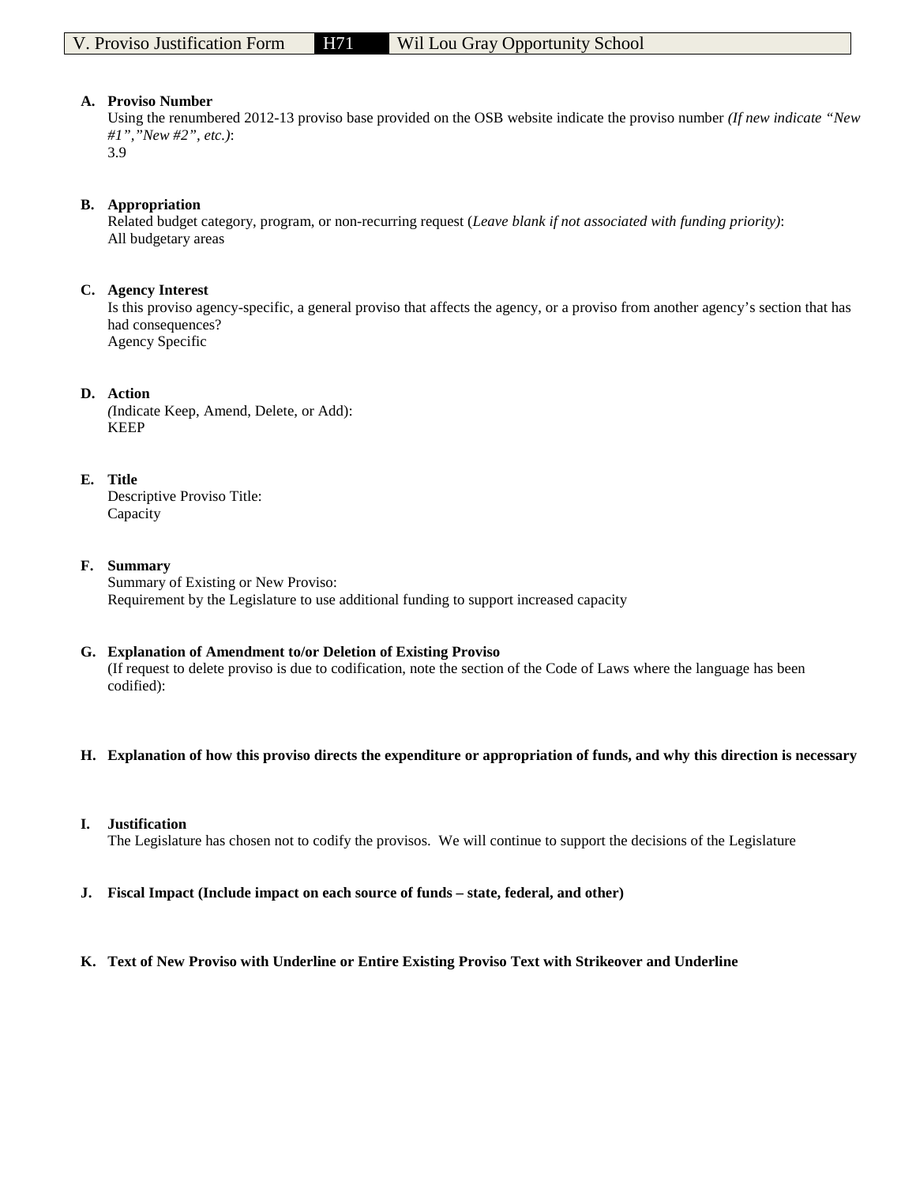| V. Proviso Justification Form | H71 | Wil Lou Gray Opportunity School |
|---|---|---|

**A. Proviso Number**

Using the renumbered 2012-13 proviso base provided on the OSB website indicate the proviso number *(If new indicate "New #1","New #2", etc.)*:
3.9

**B. Appropriation**

Related budget category, program, or non-recurring request (*Leave blank if not associated with funding priority)*:
All budgetary areas

**C. Agency Interest**

Is this proviso agency-specific, a general proviso that affects the agency, or a proviso from another agency's section that has had consequences?
Agency Specific

**D. Action**

*(*Indicate Keep, Amend, Delete, or Add):
KEEP

**E. Title**

Descriptive Proviso Title:
Capacity

**F. Summary**

Summary of Existing or New Proviso:
Requirement by the Legislature to use additional funding to support increased capacity

**G. Explanation of Amendment to/or Deletion of Existing Proviso**

(If request to delete proviso is due to codification, note the section of the Code of Laws where the language has been codified):

**H. Explanation of how this proviso directs the expenditure or appropriation of funds, and why this direction is necessary**

**I. Justification**

The Legislature has chosen not to codify the provisos. We will continue to support the decisions of the Legislature

**J. Fiscal Impact (Include impact on each source of funds – state, federal, and other)**

**K. Text of New Proviso with Underline or Entire Existing Proviso Text with Strikeover and Underline**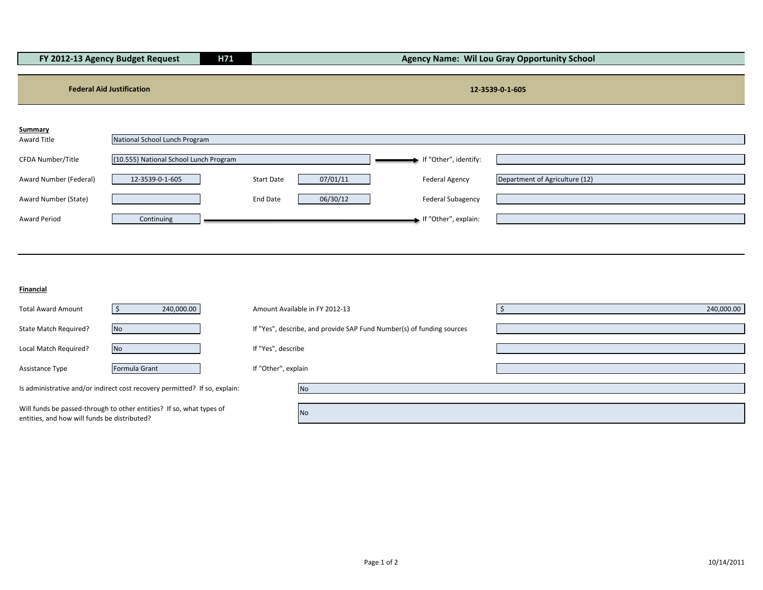| FY 2012-13 Agency Budget Request | H71 | Agency Name: Wil Lou Gray Opportunity School |
|---|---|---|

**Federal Aid Justification** — 12-3539-0-1-605

**Summary**

| | | | | | |
|---|---|---|---|---|---|
| Award Title | National School Lunch Program | | | | |
| CFDA Number/Title | (10.555) National School Lunch Program | | | If "Other", identify: | |
| Award Number (Federal) | 12-3539-0-1-605 | Start Date | 07/01/11 | Federal Agency | Department of Agriculture (12) |
| Award Number (State) | | End Date | 06/30/12 | Federal Subagency | |
| Award Period | Continuing | | | If "Other", explain: | |

**Financial**

| | | | |
|---|---|---|---|
| Total Award Amount | $ 240,000.00 | Amount Available in FY 2012-13 | $ 240,000.00 |
| State Match Required? | No | If "Yes", describe, and provide SAP Fund Number(s) of funding sources | |
| Local Match Required? | No | If "Yes", describe | |
| Assistance Type | Formula Grant | If "Other", explain | |

| | |
|---|---|
| Is administrative and/or indirect cost recovery permitted? If so, explain: | No |
| Will funds be passed-through to other entities? If so, what types of entities, and how will funds be distributed? | No |

10/14/2011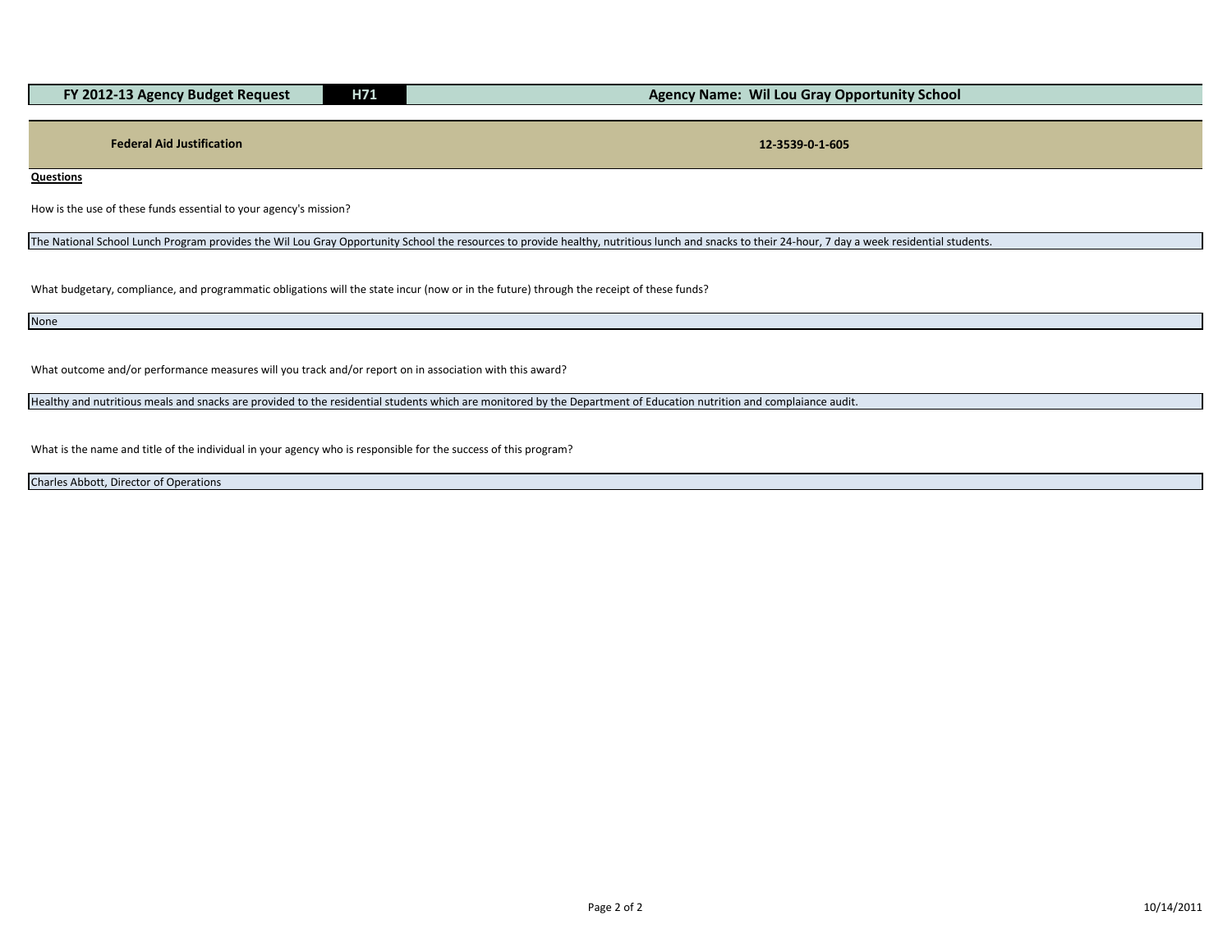| FY 2012-13 Agency Budget Request | H71 | Agency Name: Wil Lou Gray Opportunity School |
|---|---|---|

**Federal Aid Justification** **12-3539-0-1-605**

**Questions**

How is the use of these funds essential to your agency's mission?

The National School Lunch Program provides the Wil Lou Gray Opportunity School the resources to provide healthy, nutritious lunch and snacks to their 24-hour, 7 day a week residential students.

What budgetary, compliance, and programmatic obligations will the state incur (now or in the future) through the receipt of these funds?

None

What outcome and/or performance measures will you track and/or report on in association with this award?

Healthy and nutritious meals and snacks are provided to the residential students which are monitored by the Department of Education nutrition and complaiance audit.

What is the name and title of the individual in your agency who is responsible for the success of this program?

Charles Abbott, Director of Operations

10/14/2011